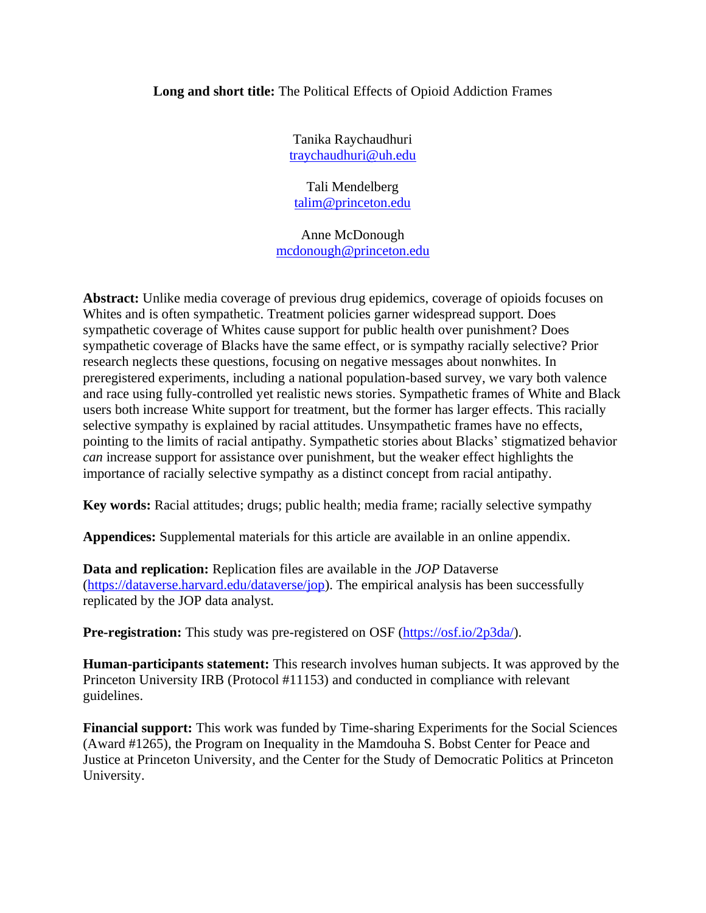**Long and short title:** The Political Effects of Opioid Addiction Frames

Tanika Raychaudhuri
traychaudhuri@uh.edu

Tali Mendelberg
talim@princeton.edu

Anne McDonough
mcdonough@princeton.edu

**Abstract:** Unlike media coverage of previous drug epidemics, coverage of opioids focuses on Whites and is often sympathetic. Treatment policies garner widespread support. Does sympathetic coverage of Whites cause support for public health over punishment? Does sympathetic coverage of Blacks have the same effect, or is sympathy racially selective? Prior research neglects these questions, focusing on negative messages about nonwhites. In preregistered experiments, including a national population-based survey, we vary both valence and race using fully-controlled yet realistic news stories. Sympathetic frames of White and Black users both increase White support for treatment, but the former has larger effects. This racially selective sympathy is explained by racial attitudes. Unsympathetic frames have no effects, pointing to the limits of racial antipathy. Sympathetic stories about Blacks' stigmatized behavior *can* increase support for assistance over punishment, but the weaker effect highlights the importance of racially selective sympathy as a distinct concept from racial antipathy.

**Key words:** Racial attitudes; drugs; public health; media frame; racially selective sympathy

**Appendices:** Supplemental materials for this article are available in an online appendix.

**Data and replication:** Replication files are available in the *JOP* Dataverse (https://dataverse.harvard.edu/dataverse/jop). The empirical analysis has been successfully replicated by the JOP data analyst.

**Pre-registration:** This study was pre-registered on OSF (https://osf.io/2p3da/).

**Human-participants statement:** This research involves human subjects. It was approved by the Princeton University IRB (Protocol #11153) and conducted in compliance with relevant guidelines.

**Financial support:** This work was funded by Time-sharing Experiments for the Social Sciences (Award #1265), the Program on Inequality in the Mamdouha S. Bobst Center for Peace and Justice at Princeton University, and the Center for the Study of Democratic Politics at Princeton University.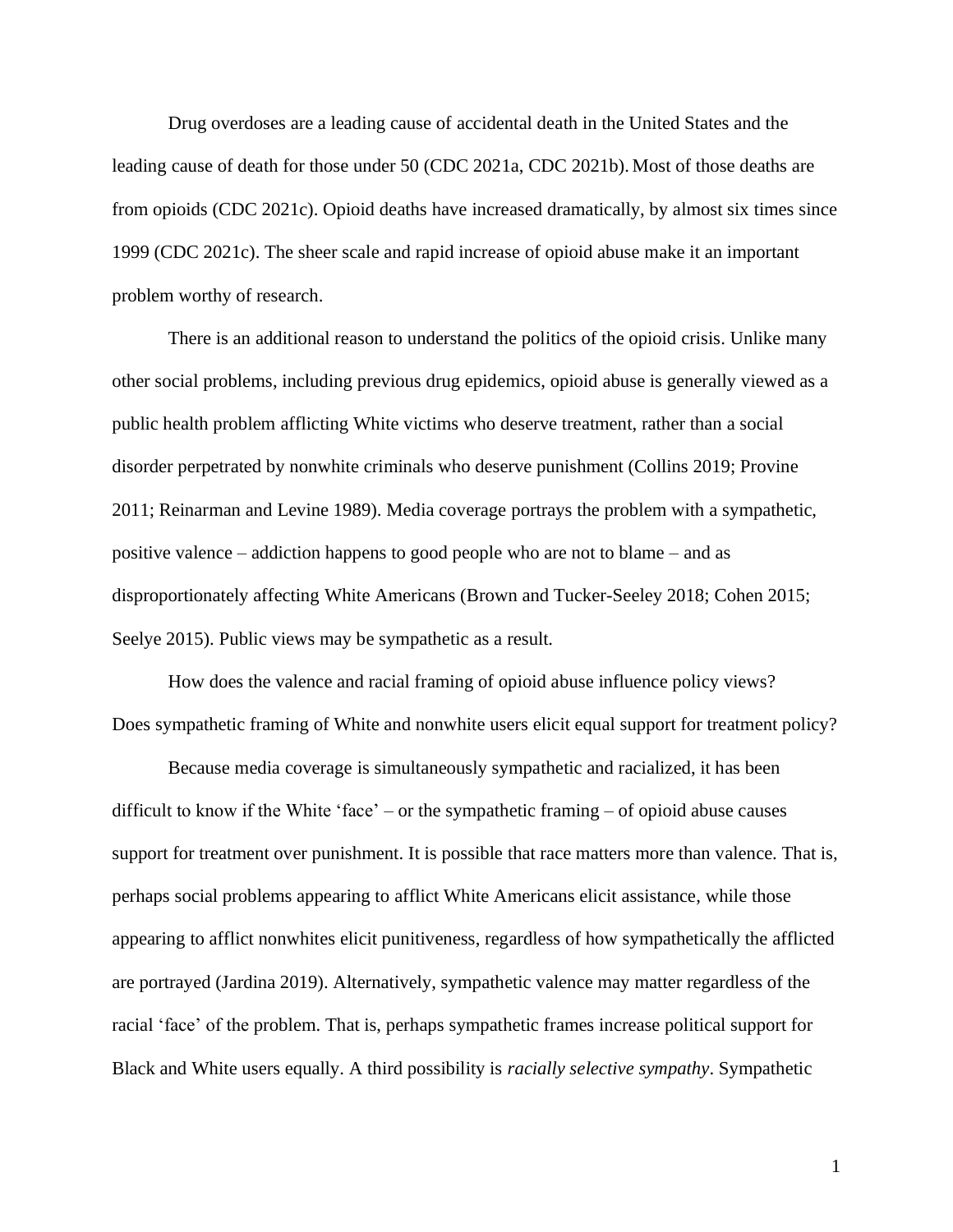Drug overdoses are a leading cause of accidental death in the United States and the leading cause of death for those under 50 (CDC 2021a, CDC 2021b). Most of those deaths are from opioids (CDC 2021c). Opioid deaths have increased dramatically, by almost six times since 1999 (CDC 2021c). The sheer scale and rapid increase of opioid abuse make it an important problem worthy of research.

There is an additional reason to understand the politics of the opioid crisis. Unlike many other social problems, including previous drug epidemics, opioid abuse is generally viewed as a public health problem afflicting White victims who deserve treatment, rather than a social disorder perpetrated by nonwhite criminals who deserve punishment (Collins 2019; Provine 2011; Reinarman and Levine 1989). Media coverage portrays the problem with a sympathetic, positive valence – addiction happens to good people who are not to blame – and as disproportionately affecting White Americans (Brown and Tucker-Seeley 2018; Cohen 2015; Seelye 2015). Public views may be sympathetic as a result.

How does the valence and racial framing of opioid abuse influence policy views? Does sympathetic framing of White and nonwhite users elicit equal support for treatment policy?

Because media coverage is simultaneously sympathetic and racialized, it has been difficult to know if the White 'face' – or the sympathetic framing – of opioid abuse causes support for treatment over punishment. It is possible that race matters more than valence. That is, perhaps social problems appearing to afflict White Americans elicit assistance, while those appearing to afflict nonwhites elicit punitiveness, regardless of how sympathetically the afflicted are portrayed (Jardina 2019). Alternatively, sympathetic valence may matter regardless of the racial 'face' of the problem. That is, perhaps sympathetic frames increase political support for Black and White users equally. A third possibility is *racially selective sympathy*. Sympathetic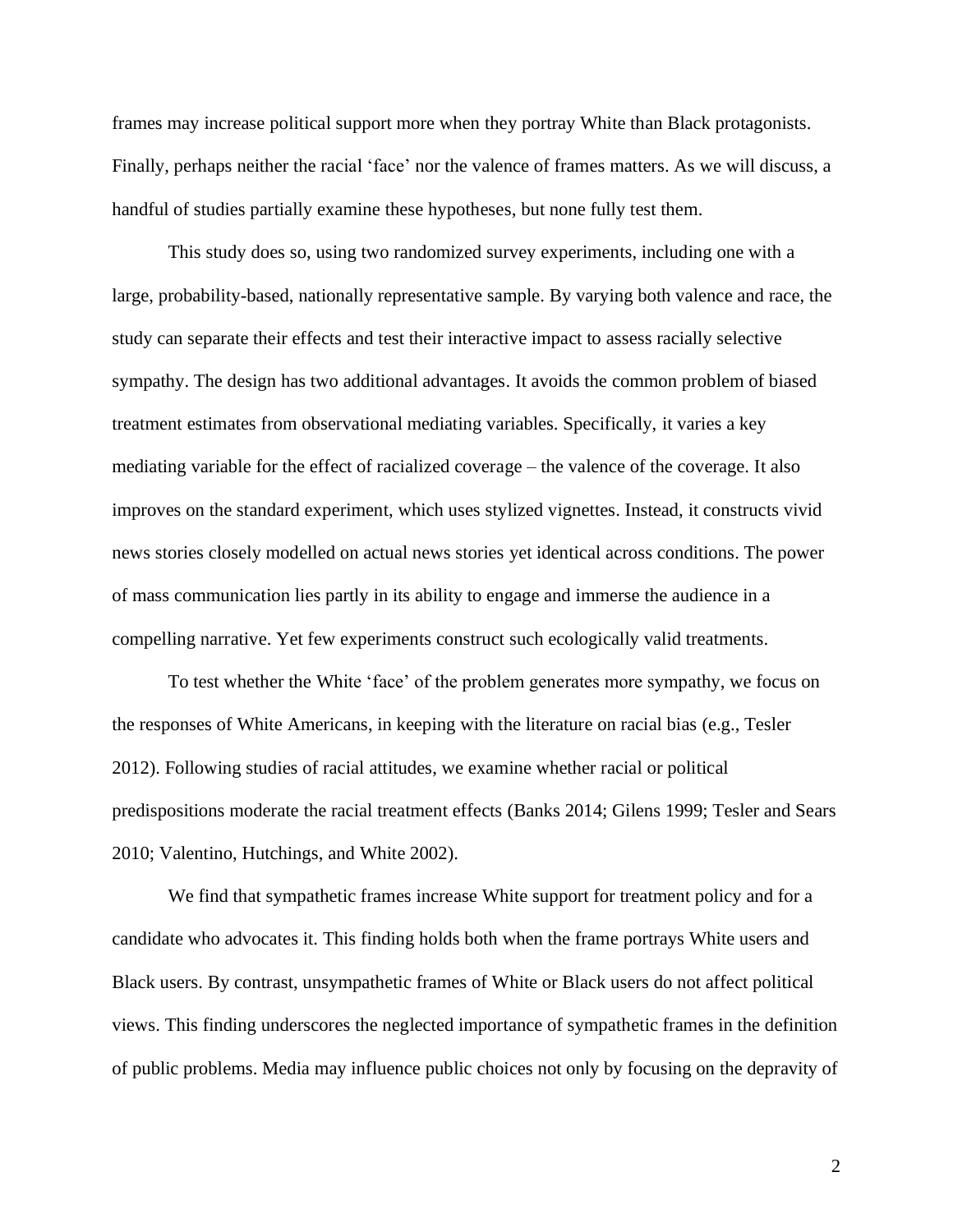frames may increase political support more when they portray White than Black protagonists. Finally, perhaps neither the racial 'face' nor the valence of frames matters. As we will discuss, a handful of studies partially examine these hypotheses, but none fully test them.

This study does so, using two randomized survey experiments, including one with a large, probability-based, nationally representative sample. By varying both valence and race, the study can separate their effects and test their interactive impact to assess racially selective sympathy. The design has two additional advantages. It avoids the common problem of biased treatment estimates from observational mediating variables. Specifically, it varies a key mediating variable for the effect of racialized coverage – the valence of the coverage. It also improves on the standard experiment, which uses stylized vignettes. Instead, it constructs vivid news stories closely modelled on actual news stories yet identical across conditions. The power of mass communication lies partly in its ability to engage and immerse the audience in a compelling narrative. Yet few experiments construct such ecologically valid treatments.

To test whether the White 'face' of the problem generates more sympathy, we focus on the responses of White Americans, in keeping with the literature on racial bias (e.g., Tesler 2012). Following studies of racial attitudes, we examine whether racial or political predispositions moderate the racial treatment effects (Banks 2014; Gilens 1999; Tesler and Sears 2010; Valentino, Hutchings, and White 2002).

We find that sympathetic frames increase White support for treatment policy and for a candidate who advocates it. This finding holds both when the frame portrays White users and Black users. By contrast, unsympathetic frames of White or Black users do not affect political views. This finding underscores the neglected importance of sympathetic frames in the definition of public problems. Media may influence public choices not only by focusing on the depravity of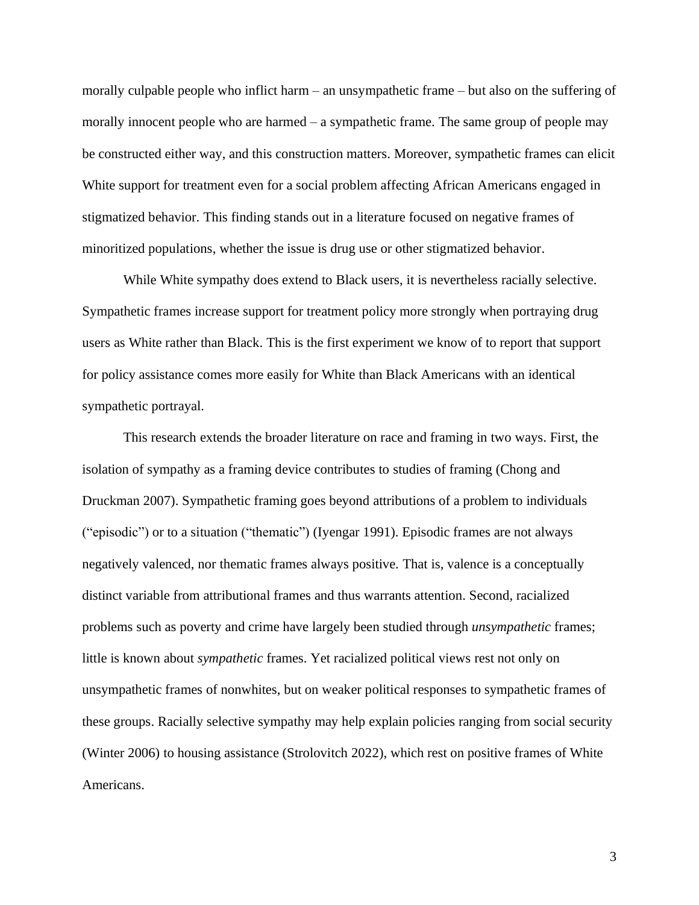morally culpable people who inflict harm – an unsympathetic frame – but also on the suffering of morally innocent people who are harmed – a sympathetic frame. The same group of people may be constructed either way, and this construction matters. Moreover, sympathetic frames can elicit White support for treatment even for a social problem affecting African Americans engaged in stigmatized behavior. This finding stands out in a literature focused on negative frames of minoritized populations, whether the issue is drug use or other stigmatized behavior.

While White sympathy does extend to Black users, it is nevertheless racially selective. Sympathetic frames increase support for treatment policy more strongly when portraying drug users as White rather than Black. This is the first experiment we know of to report that support for policy assistance comes more easily for White than Black Americans with an identical sympathetic portrayal.

This research extends the broader literature on race and framing in two ways. First, the isolation of sympathy as a framing device contributes to studies of framing (Chong and Druckman 2007). Sympathetic framing goes beyond attributions of a problem to individuals ("episodic") or to a situation ("thematic") (Iyengar 1991). Episodic frames are not always negatively valenced, nor thematic frames always positive. That is, valence is a conceptually distinct variable from attributional frames and thus warrants attention. Second, racialized problems such as poverty and crime have largely been studied through *unsympathetic* frames; little is known about *sympathetic* frames. Yet racialized political views rest not only on unsympathetic frames of nonwhites, but on weaker political responses to sympathetic frames of these groups. Racially selective sympathy may help explain policies ranging from social security (Winter 2006) to housing assistance (Strolovitch 2022), which rest on positive frames of White Americans.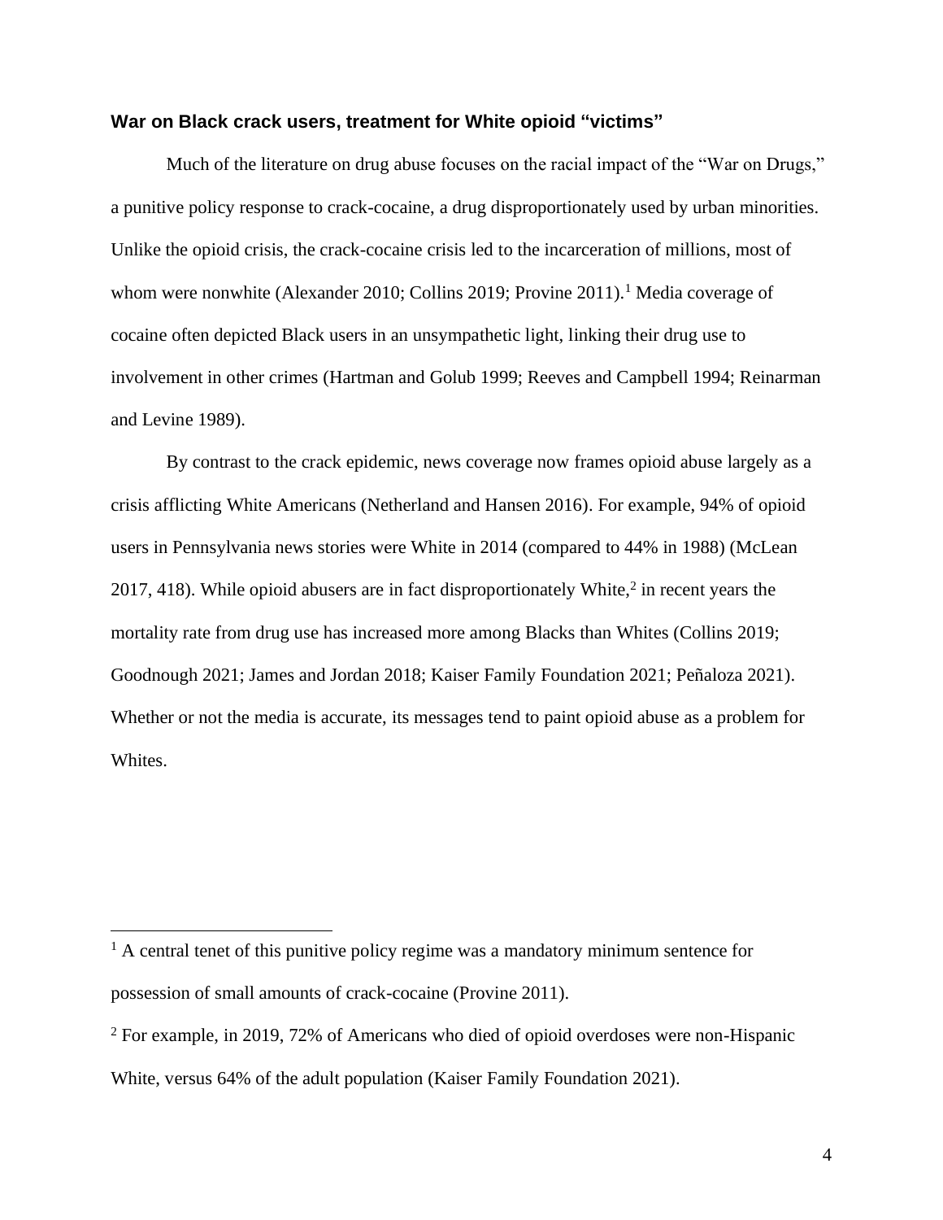### War on Black crack users, treatment for White opioid "victims"

Much of the literature on drug abuse focuses on the racial impact of the "War on Drugs," a punitive policy response to crack-cocaine, a drug disproportionately used by urban minorities. Unlike the opioid crisis, the crack-cocaine crisis led to the incarceration of millions, most of whom were nonwhite (Alexander 2010; Collins 2019; Provine 2011).[1] Media coverage of cocaine often depicted Black users in an unsympathetic light, linking their drug use to involvement in other crimes (Hartman and Golub 1999; Reeves and Campbell 1994; Reinarman and Levine 1989).

By contrast to the crack epidemic, news coverage now frames opioid abuse largely as a crisis afflicting White Americans (Netherland and Hansen 2016). For example, 94% of opioid users in Pennsylvania news stories were White in 2014 (compared to 44% in 1988) (McLean 2017, 418). While opioid abusers are in fact disproportionately White,[2] in recent years the mortality rate from drug use has increased more among Blacks than Whites (Collins 2019; Goodnough 2021; James and Jordan 2018; Kaiser Family Foundation 2021; Peñaloza 2021). Whether or not the media is accurate, its messages tend to paint opioid abuse as a problem for Whites.

---

[1] A central tenet of this punitive policy regime was a mandatory minimum sentence for possession of small amounts of crack-cocaine (Provine 2011).

[2] For example, in 2019, 72% of Americans who died of opioid overdoses were non-Hispanic White, versus 64% of the adult population (Kaiser Family Foundation 2021).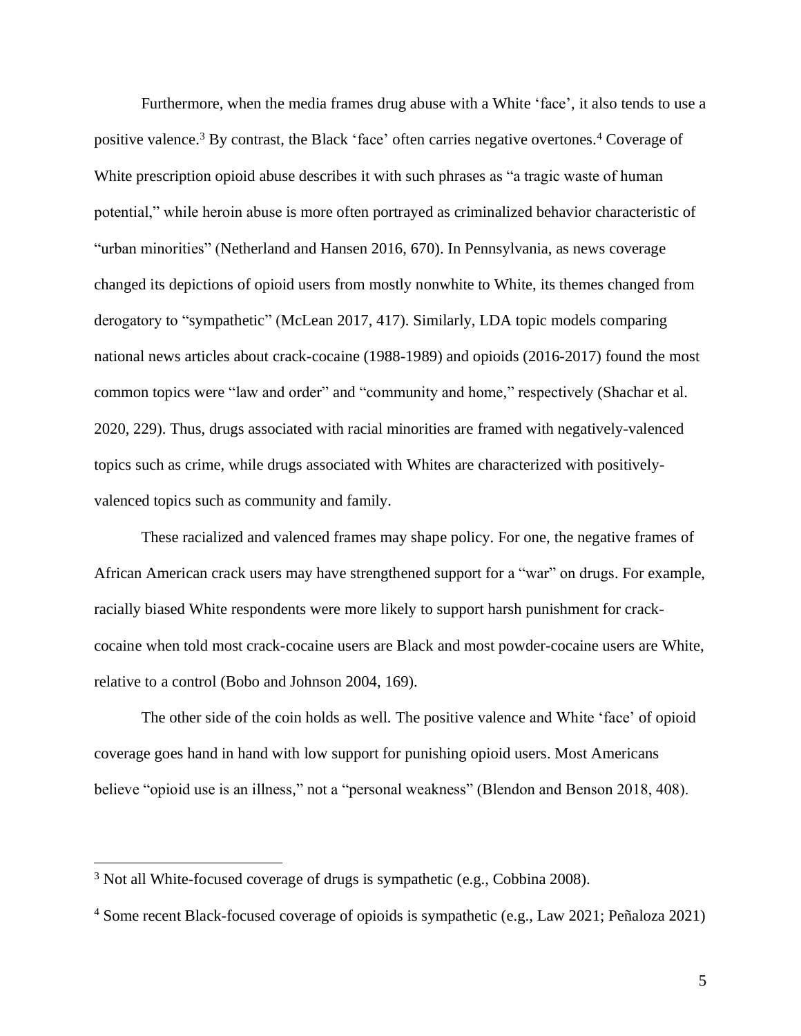Furthermore, when the media frames drug abuse with a White 'face', it also tends to use a positive valence.[3] By contrast, the Black 'face' often carries negative overtones.[4] Coverage of White prescription opioid abuse describes it with such phrases as "a tragic waste of human potential," while heroin abuse is more often portrayed as criminalized behavior characteristic of "urban minorities" (Netherland and Hansen 2016, 670). In Pennsylvania, as news coverage changed its depictions of opioid users from mostly nonwhite to White, its themes changed from derogatory to "sympathetic" (McLean 2017, 417). Similarly, LDA topic models comparing national news articles about crack-cocaine (1988-1989) and opioids (2016-2017) found the most common topics were "law and order" and "community and home," respectively (Shachar et al. 2020, 229). Thus, drugs associated with racial minorities are framed with negatively-valenced topics such as crime, while drugs associated with Whites are characterized with positively-valenced topics such as community and family.

These racialized and valenced frames may shape policy. For one, the negative frames of African American crack users may have strengthened support for a "war" on drugs. For example, racially biased White respondents were more likely to support harsh punishment for crack-cocaine when told most crack-cocaine users are Black and most powder-cocaine users are White, relative to a control (Bobo and Johnson 2004, 169).

The other side of the coin holds as well. The positive valence and White 'face' of opioid coverage goes hand in hand with low support for punishing opioid users. Most Americans believe "opioid use is an illness," not a "personal weakness" (Blendon and Benson 2018, 408).

---

[3] Not all White-focused coverage of drugs is sympathetic (e.g., Cobbina 2008).

[4] Some recent Black-focused coverage of opioids is sympathetic (e.g., Law 2021; Peñaloza 2021)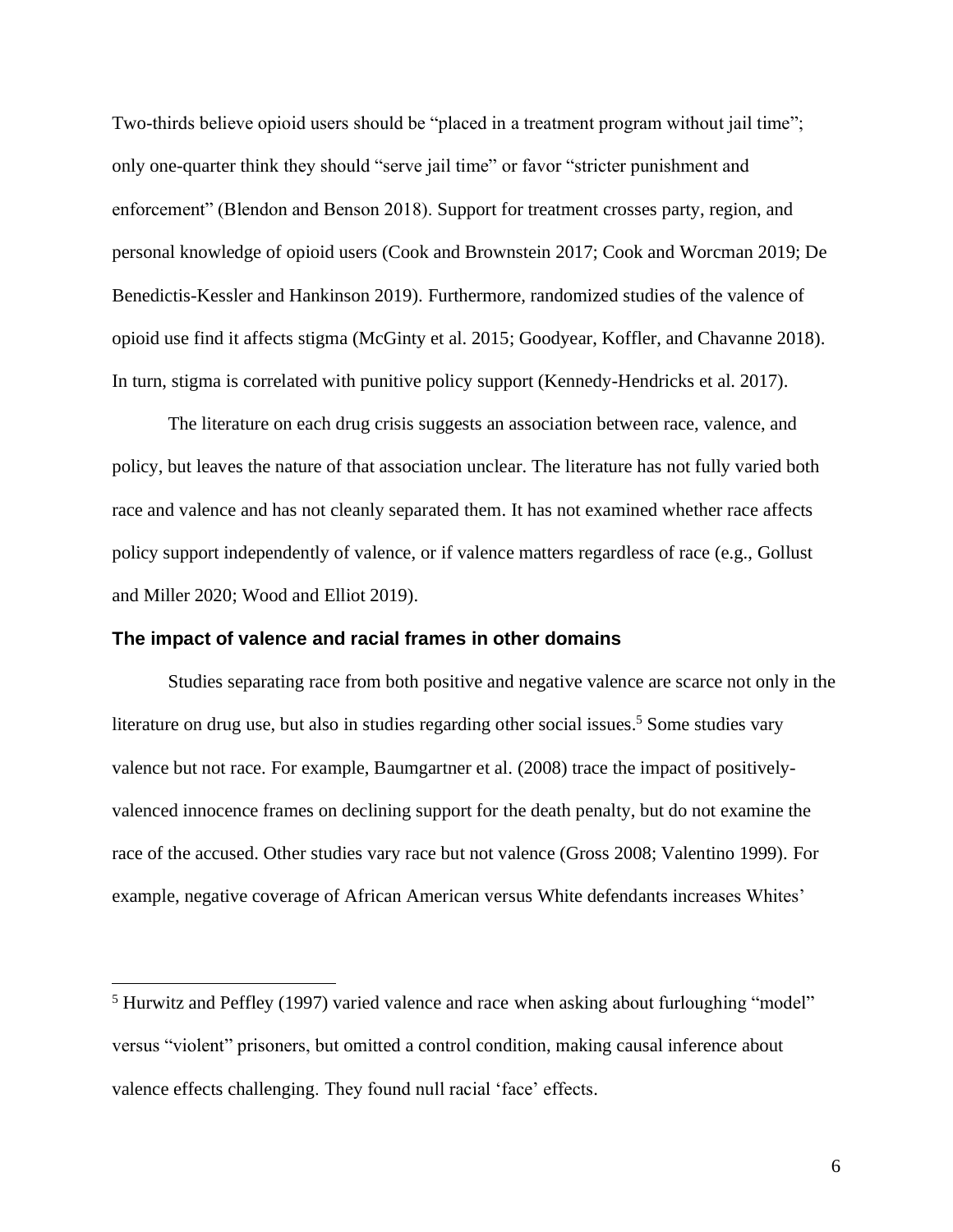Two-thirds believe opioid users should be "placed in a treatment program without jail time"; only one-quarter think they should "serve jail time" or favor "stricter punishment and enforcement" (Blendon and Benson 2018). Support for treatment crosses party, region, and personal knowledge of opioid users (Cook and Brownstein 2017; Cook and Worcman 2019; De Benedictis-Kessler and Hankinson 2019). Furthermore, randomized studies of the valence of opioid use find it affects stigma (McGinty et al. 2015; Goodyear, Koffler, and Chavanne 2018). In turn, stigma is correlated with punitive policy support (Kennedy-Hendricks et al. 2017).

The literature on each drug crisis suggests an association between race, valence, and policy, but leaves the nature of that association unclear. The literature has not fully varied both race and valence and has not cleanly separated them. It has not examined whether race affects policy support independently of valence, or if valence matters regardless of race (e.g., Gollust and Miller 2020; Wood and Elliot 2019).

### The impact of valence and racial frames in other domains

Studies separating race from both positive and negative valence are scarce not only in the literature on drug use, but also in studies regarding other social issues.[5] Some studies vary valence but not race. For example, Baumgartner et al. (2008) trace the impact of positively-valenced innocence frames on declining support for the death penalty, but do not examine the race of the accused. Other studies vary race but not valence (Gross 2008; Valentino 1999). For example, negative coverage of African American versus White defendants increases Whites'

[5] Hurwitz and Peffley (1997) varied valence and race when asking about furloughing "model" versus "violent" prisoners, but omitted a control condition, making causal inference about valence effects challenging. They found null racial 'face' effects.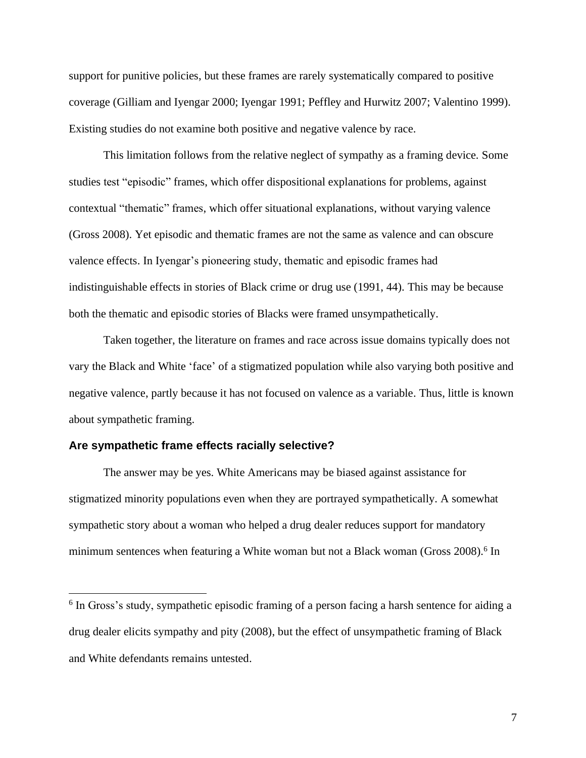support for punitive policies, but these frames are rarely systematically compared to positive coverage (Gilliam and Iyengar 2000; Iyengar 1991; Peffley and Hurwitz 2007; Valentino 1999). Existing studies do not examine both positive and negative valence by race.

This limitation follows from the relative neglect of sympathy as a framing device. Some studies test "episodic" frames, which offer dispositional explanations for problems, against contextual "thematic" frames, which offer situational explanations, without varying valence (Gross 2008). Yet episodic and thematic frames are not the same as valence and can obscure valence effects. In Iyengar's pioneering study, thematic and episodic frames had indistinguishable effects in stories of Black crime or drug use (1991, 44). This may be because both the thematic and episodic stories of Blacks were framed unsympathetically.

Taken together, the literature on frames and race across issue domains typically does not vary the Black and White 'face' of a stigmatized population while also varying both positive and negative valence, partly because it has not focused on valence as a variable. Thus, little is known about sympathetic framing.

### Are sympathetic frame effects racially selective?

The answer may be yes. White Americans may be biased against assistance for stigmatized minority populations even when they are portrayed sympathetically. A somewhat sympathetic story about a woman who helped a drug dealer reduces support for mandatory minimum sentences when featuring a White woman but not a Black woman (Gross 2008).[6] In

[6] In Gross's study, sympathetic episodic framing of a person facing a harsh sentence for aiding a drug dealer elicits sympathy and pity (2008), but the effect of unsympathetic framing of Black and White defendants remains untested.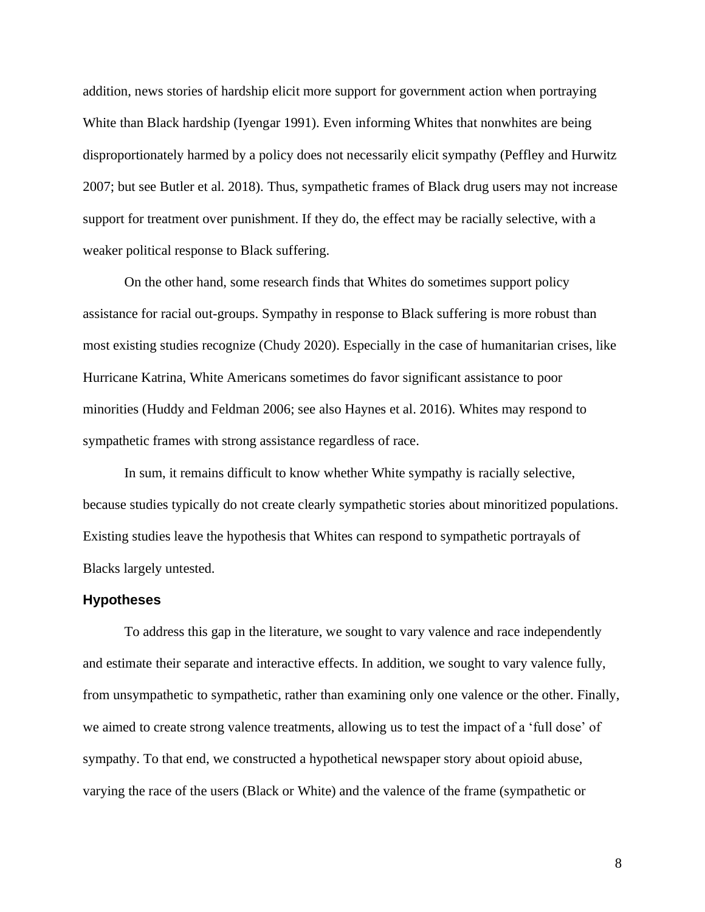addition, news stories of hardship elicit more support for government action when portraying White than Black hardship (Iyengar 1991). Even informing Whites that nonwhites are being disproportionately harmed by a policy does not necessarily elicit sympathy (Peffley and Hurwitz 2007; but see Butler et al. 2018). Thus, sympathetic frames of Black drug users may not increase support for treatment over punishment. If they do, the effect may be racially selective, with a weaker political response to Black suffering.

On the other hand, some research finds that Whites do sometimes support policy assistance for racial out-groups. Sympathy in response to Black suffering is more robust than most existing studies recognize (Chudy 2020). Especially in the case of humanitarian crises, like Hurricane Katrina, White Americans sometimes do favor significant assistance to poor minorities (Huddy and Feldman 2006; see also Haynes et al. 2016). Whites may respond to sympathetic frames with strong assistance regardless of race.

In sum, it remains difficult to know whether White sympathy is racially selective, because studies typically do not create clearly sympathetic stories about minoritized populations. Existing studies leave the hypothesis that Whites can respond to sympathetic portrayals of Blacks largely untested.

### Hypotheses

To address this gap in the literature, we sought to vary valence and race independently and estimate their separate and interactive effects. In addition, we sought to vary valence fully, from unsympathetic to sympathetic, rather than examining only one valence or the other. Finally, we aimed to create strong valence treatments, allowing us to test the impact of a 'full dose' of sympathy. To that end, we constructed a hypothetical newspaper story about opioid abuse, varying the race of the users (Black or White) and the valence of the frame (sympathetic or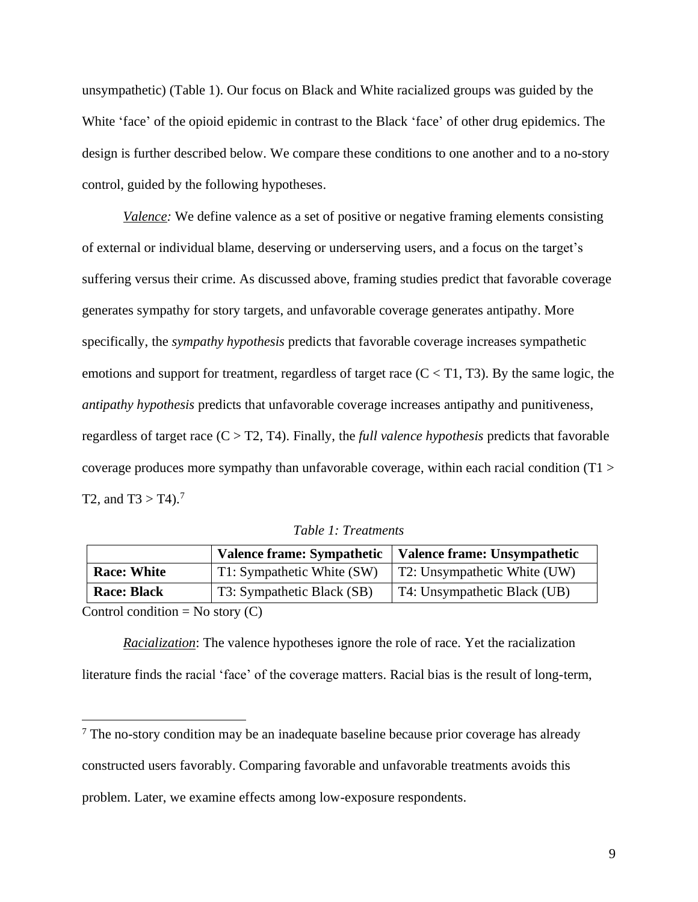unsympathetic) (Table 1). Our focus on Black and White racialized groups was guided by the White 'face' of the opioid epidemic in contrast to the Black 'face' of other drug epidemics. The design is further described below. We compare these conditions to one another and to a no-story control, guided by the following hypotheses.

*Valence:* We define valence as a set of positive or negative framing elements consisting of external or individual blame, deserving or underserving users, and a focus on the target's suffering versus their crime. As discussed above, framing studies predict that favorable coverage generates sympathy for story targets, and unfavorable coverage generates antipathy. More specifically, the *sympathy hypothesis* predicts that favorable coverage increases sympathetic emotions and support for treatment, regardless of target race (C < T1, T3). By the same logic, the *antipathy hypothesis* predicts that unfavorable coverage increases antipathy and punitiveness, regardless of target race (C > T2, T4). Finally, the *full valence hypothesis* predicts that favorable coverage produces more sympathy than unfavorable coverage, within each racial condition (T1 > T2, and T3 > T4).[7]

*Table 1: Treatments*

| | **Valence frame: Sympathetic** | **Valence frame: Unsympathetic** |
|---|---|---|
| **Race: White** | T1: Sympathetic White (SW) | T2: Unsympathetic White (UW) |
| **Race: Black** | T3: Sympathetic Black (SB) | T4: Unsympathetic Black (UB) |

Control condition = No story (C)

*Racialization*: The valence hypotheses ignore the role of race. Yet the racialization literature finds the racial 'face' of the coverage matters. Racial bias is the result of long-term,

[7] The no-story condition may be an inadequate baseline because prior coverage has already constructed users favorably. Comparing favorable and unfavorable treatments avoids this problem. Later, we examine effects among low-exposure respondents.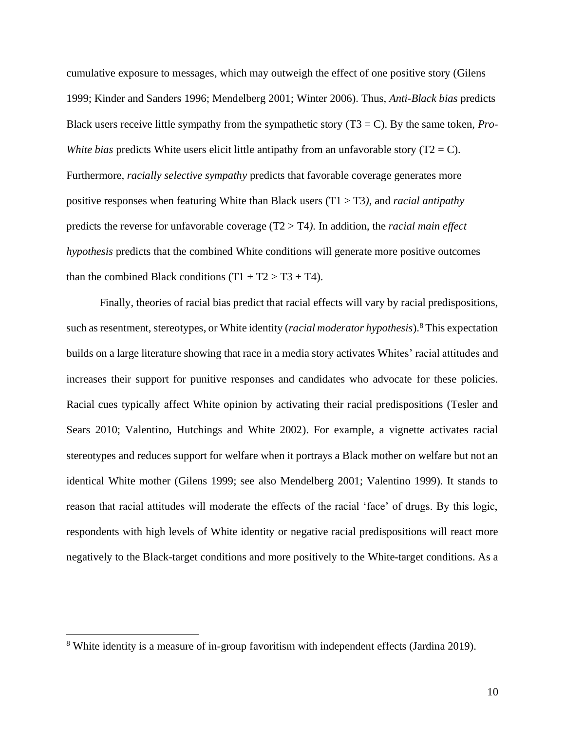cumulative exposure to messages, which may outweigh the effect of one positive story (Gilens 1999; Kinder and Sanders 1996; Mendelberg 2001; Winter 2006). Thus, *Anti-Black bias* predicts Black users receive little sympathy from the sympathetic story (T3 = C). By the same token, *Pro-White bias* predicts White users elicit little antipathy from an unfavorable story (T2 = C). Furthermore, *racially selective sympathy* predicts that favorable coverage generates more positive responses when featuring White than Black users (T1 > T3*)*, and *racial antipathy* predicts the reverse for unfavorable coverage (T2 > T4*)*. In addition, the *racial main effect hypothesis* predicts that the combined White conditions will generate more positive outcomes than the combined Black conditions (T1 + T2 > T3 + T4).

Finally, theories of racial bias predict that racial effects will vary by racial predispositions, such as resentment, stereotypes, or White identity (*racial moderator hypothesis*).[8] This expectation builds on a large literature showing that race in a media story activates Whites' racial attitudes and increases their support for punitive responses and candidates who advocate for these policies. Racial cues typically affect White opinion by activating their racial predispositions (Tesler and Sears 2010; Valentino, Hutchings and White 2002). For example, a vignette activates racial stereotypes and reduces support for welfare when it portrays a Black mother on welfare but not an identical White mother (Gilens 1999; see also Mendelberg 2001; Valentino 1999). It stands to reason that racial attitudes will moderate the effects of the racial 'face' of drugs. By this logic, respondents with high levels of White identity or negative racial predispositions will react more negatively to the Black-target conditions and more positively to the White-target conditions. As a

[8] White identity is a measure of in-group favoritism with independent effects (Jardina 2019).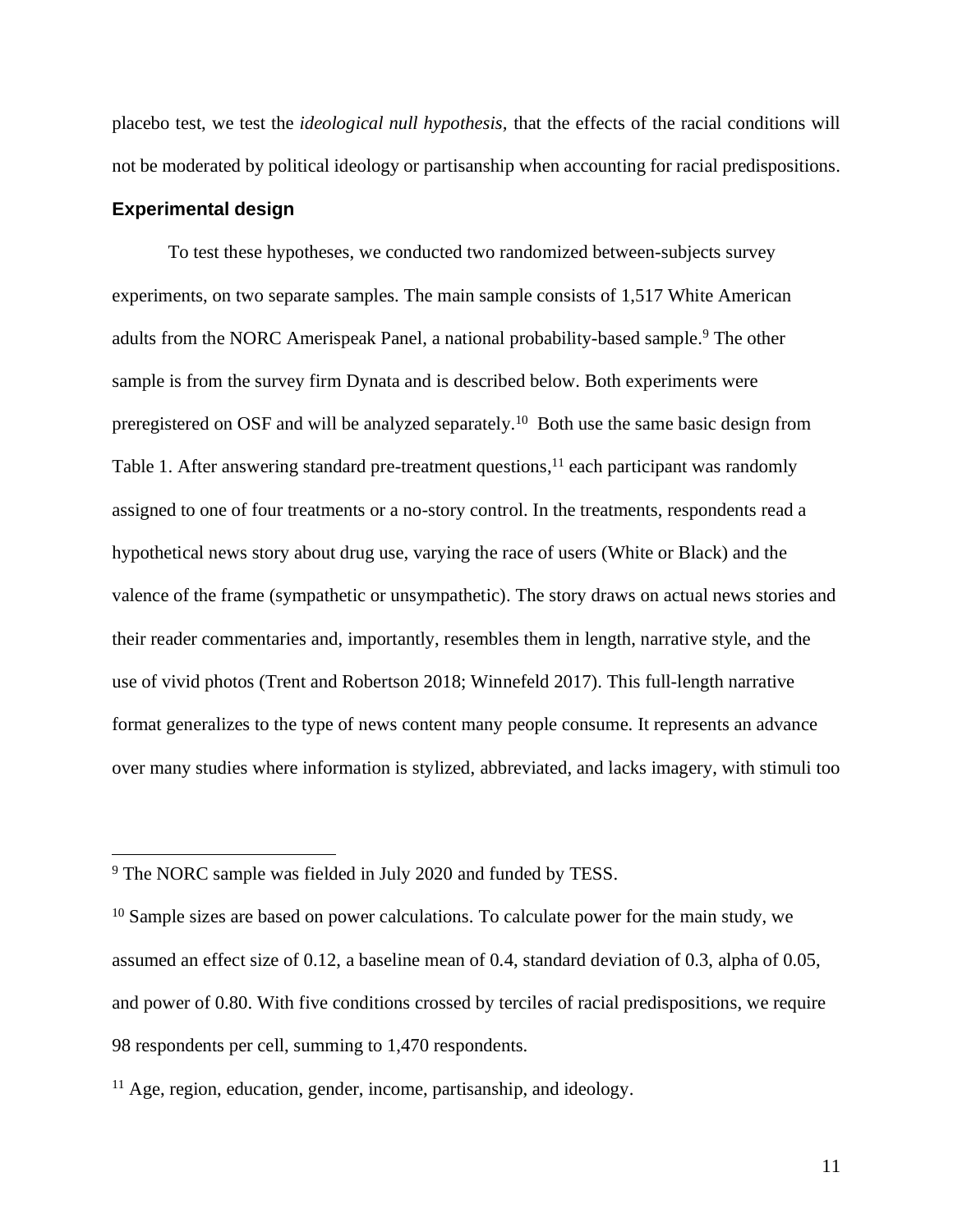placebo test, we test the *ideological null hypothesis*, that the effects of the racial conditions will not be moderated by political ideology or partisanship when accounting for racial predispositions.

## Experimental design

To test these hypotheses, we conducted two randomized between-subjects survey experiments, on two separate samples. The main sample consists of 1,517 White American adults from the NORC Amerispeak Panel, a national probability-based sample.[9] The other sample is from the survey firm Dynata and is described below. Both experiments were preregistered on OSF and will be analyzed separately.[10] Both use the same basic design from Table 1. After answering standard pre-treatment questions,[11] each participant was randomly assigned to one of four treatments or a no-story control. In the treatments, respondents read a hypothetical news story about drug use, varying the race of users (White or Black) and the valence of the frame (sympathetic or unsympathetic). The story draws on actual news stories and their reader commentaries and, importantly, resembles them in length, narrative style, and the use of vivid photos (Trent and Robertson 2018; Winnefeld 2017). This full-length narrative format generalizes to the type of news content many people consume. It represents an advance over many studies where information is stylized, abbreviated, and lacks imagery, with stimuli too

---

[9] The NORC sample was fielded in July 2020 and funded by TESS.

[10] Sample sizes are based on power calculations. To calculate power for the main study, we assumed an effect size of 0.12, a baseline mean of 0.4, standard deviation of 0.3, alpha of 0.05, and power of 0.80. With five conditions crossed by terciles of racial predispositions, we require 98 respondents per cell, summing to 1,470 respondents.

[11] Age, region, education, gender, income, partisanship, and ideology.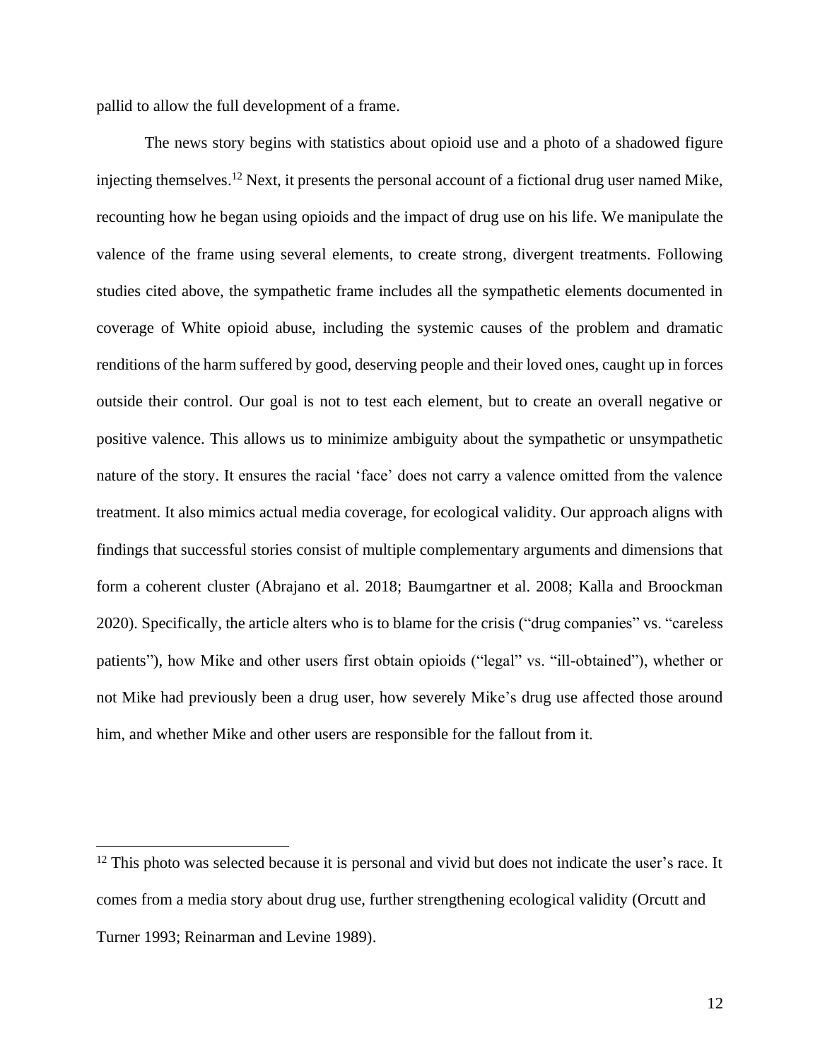pallid to allow the full development of a frame.

The news story begins with statistics about opioid use and a photo of a shadowed figure injecting themselves.[12] Next, it presents the personal account of a fictional drug user named Mike, recounting how he began using opioids and the impact of drug use on his life. We manipulate the valence of the frame using several elements, to create strong, divergent treatments. Following studies cited above, the sympathetic frame includes all the sympathetic elements documented in coverage of White opioid abuse, including the systemic causes of the problem and dramatic renditions of the harm suffered by good, deserving people and their loved ones, caught up in forces outside their control. Our goal is not to test each element, but to create an overall negative or positive valence. This allows us to minimize ambiguity about the sympathetic or unsympathetic nature of the story. It ensures the racial 'face' does not carry a valence omitted from the valence treatment. It also mimics actual media coverage, for ecological validity. Our approach aligns with findings that successful stories consist of multiple complementary arguments and dimensions that form a coherent cluster (Abrajano et al. 2018; Baumgartner et al. 2008; Kalla and Broockman 2020). Specifically, the article alters who is to blame for the crisis ("drug companies" vs. "careless patients"), how Mike and other users first obtain opioids ("legal" vs. "ill-obtained"), whether or not Mike had previously been a drug user, how severely Mike's drug use affected those around him, and whether Mike and other users are responsible for the fallout from it.

[12] This photo was selected because it is personal and vivid but does not indicate the user's race. It comes from a media story about drug use, further strengthening ecological validity (Orcutt and Turner 1993; Reinarman and Levine 1989).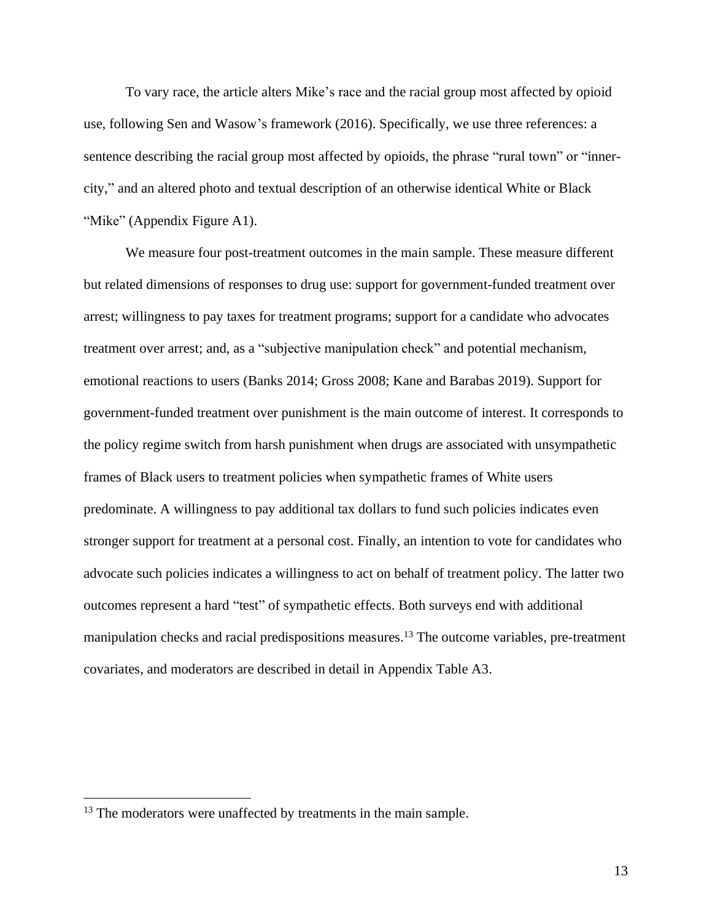To vary race, the article alters Mike's race and the racial group most affected by opioid use, following Sen and Wasow's framework (2016). Specifically, we use three references: a sentence describing the racial group most affected by opioids, the phrase "rural town" or "inner-city," and an altered photo and textual description of an otherwise identical White or Black "Mike" (Appendix Figure A1).

We measure four post-treatment outcomes in the main sample. These measure different but related dimensions of responses to drug use: support for government-funded treatment over arrest; willingness to pay taxes for treatment programs; support for a candidate who advocates treatment over arrest; and, as a "subjective manipulation check" and potential mechanism, emotional reactions to users (Banks 2014; Gross 2008; Kane and Barabas 2019). Support for government-funded treatment over punishment is the main outcome of interest. It corresponds to the policy regime switch from harsh punishment when drugs are associated with unsympathetic frames of Black users to treatment policies when sympathetic frames of White users predominate. A willingness to pay additional tax dollars to fund such policies indicates even stronger support for treatment at a personal cost. Finally, an intention to vote for candidates who advocate such policies indicates a willingness to act on behalf of treatment policy. The latter two outcomes represent a hard "test" of sympathetic effects. Both surveys end with additional manipulation checks and racial predispositions measures.[13] The outcome variables, pre-treatment covariates, and moderators are described in detail in Appendix Table A3.

[13] The moderators were unaffected by treatments in the main sample.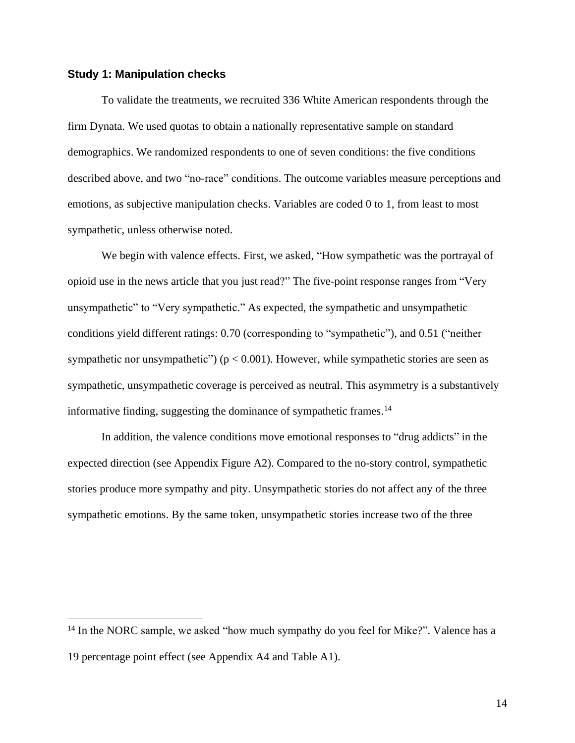### Study 1: Manipulation checks

To validate the treatments, we recruited 336 White American respondents through the firm Dynata. We used quotas to obtain a nationally representative sample on standard demographics. We randomized respondents to one of seven conditions: the five conditions described above, and two "no-race" conditions. The outcome variables measure perceptions and emotions, as subjective manipulation checks. Variables are coded 0 to 1, from least to most sympathetic, unless otherwise noted.

We begin with valence effects. First, we asked, "How sympathetic was the portrayal of opioid use in the news article that you just read?" The five-point response ranges from "Very unsympathetic" to "Very sympathetic." As expected, the sympathetic and unsympathetic conditions yield different ratings: 0.70 (corresponding to "sympathetic"), and 0.51 ("neither sympathetic nor unsympathetic") ($p < 0.001$). However, while sympathetic stories are seen as sympathetic, unsympathetic coverage is perceived as neutral. This asymmetry is a substantively informative finding, suggesting the dominance of sympathetic frames.[14]

In addition, the valence conditions move emotional responses to "drug addicts" in the expected direction (see Appendix Figure A2). Compared to the no-story control, sympathetic stories produce more sympathy and pity. Unsympathetic stories do not affect any of the three sympathetic emotions. By the same token, unsympathetic stories increase two of the three

[14] In the NORC sample, we asked "how much sympathy do you feel for Mike?". Valence has a 19 percentage point effect (see Appendix A4 and Table A1).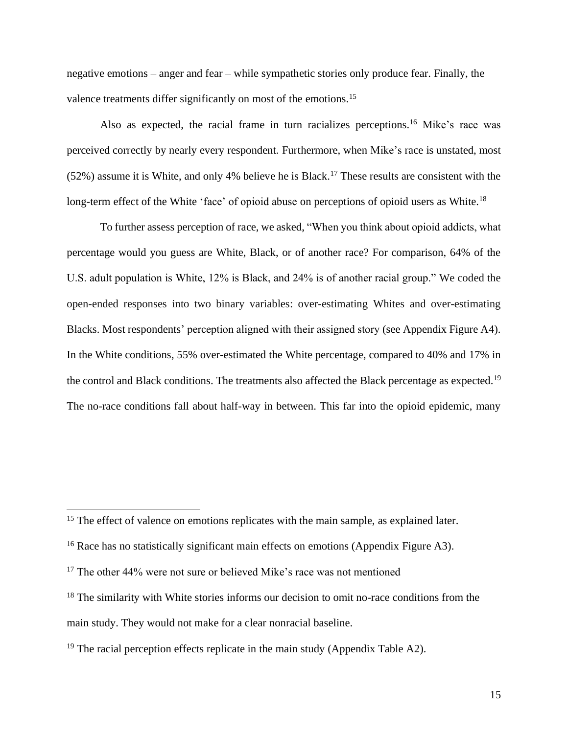negative emotions – anger and fear – while sympathetic stories only produce fear. Finally, the valence treatments differ significantly on most of the emotions.[15]

Also as expected, the racial frame in turn racializes perceptions.[16] Mike's race was perceived correctly by nearly every respondent. Furthermore, when Mike's race is unstated, most (52%) assume it is White, and only 4% believe he is Black.[17] These results are consistent with the long-term effect of the White 'face' of opioid abuse on perceptions of opioid users as White.[18]

To further assess perception of race, we asked, "When you think about opioid addicts, what percentage would you guess are White, Black, or of another race? For comparison, 64% of the U.S. adult population is White, 12% is Black, and 24% is of another racial group." We coded the open-ended responses into two binary variables: over-estimating Whites and over-estimating Blacks. Most respondents' perception aligned with their assigned story (see Appendix Figure A4). In the White conditions, 55% over-estimated the White percentage, compared to 40% and 17% in the control and Black conditions. The treatments also affected the Black percentage as expected.[19] The no-race conditions fall about half-way in between. This far into the opioid epidemic, many

---

[15] The effect of valence on emotions replicates with the main sample, as explained later.

[16] Race has no statistically significant main effects on emotions (Appendix Figure A3).

[17] The other 44% were not sure or believed Mike's race was not mentioned

[18] The similarity with White stories informs our decision to omit no-race conditions from the main study. They would not make for a clear nonracial baseline.

[19] The racial perception effects replicate in the main study (Appendix Table A2).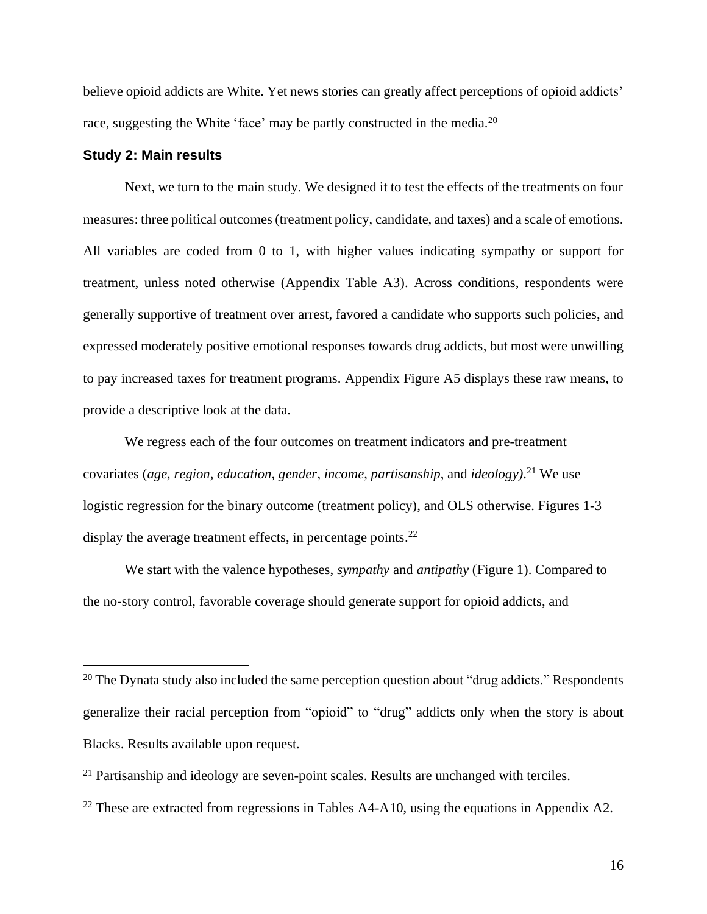believe opioid addicts are White. Yet news stories can greatly affect perceptions of opioid addicts' race, suggesting the White 'face' may be partly constructed in the media.[20]

### Study 2: Main results

Next, we turn to the main study. We designed it to test the effects of the treatments on four measures: three political outcomes (treatment policy, candidate, and taxes) and a scale of emotions. All variables are coded from 0 to 1, with higher values indicating sympathy or support for treatment, unless noted otherwise (Appendix Table A3). Across conditions, respondents were generally supportive of treatment over arrest, favored a candidate who supports such policies, and expressed moderately positive emotional responses towards drug addicts, but most were unwilling to pay increased taxes for treatment programs. Appendix Figure A5 displays these raw means, to provide a descriptive look at the data.

We regress each of the four outcomes on treatment indicators and pre-treatment covariates (*age*, *region*, *education*, *gender*, *income*, *partisanship*, and *ideology)*.[21] We use logistic regression for the binary outcome (treatment policy), and OLS otherwise. Figures 1-3 display the average treatment effects, in percentage points.[22]

We start with the valence hypotheses, *sympathy* and *antipathy* (Figure 1). Compared to the no-story control, favorable coverage should generate support for opioid addicts, and

---

[20] The Dynata study also included the same perception question about "drug addicts." Respondents generalize their racial perception from "opioid" to "drug" addicts only when the story is about Blacks. Results available upon request.

[21] Partisanship and ideology are seven-point scales. Results are unchanged with terciles.

[22] These are extracted from regressions in Tables A4-A10, using the equations in Appendix A2.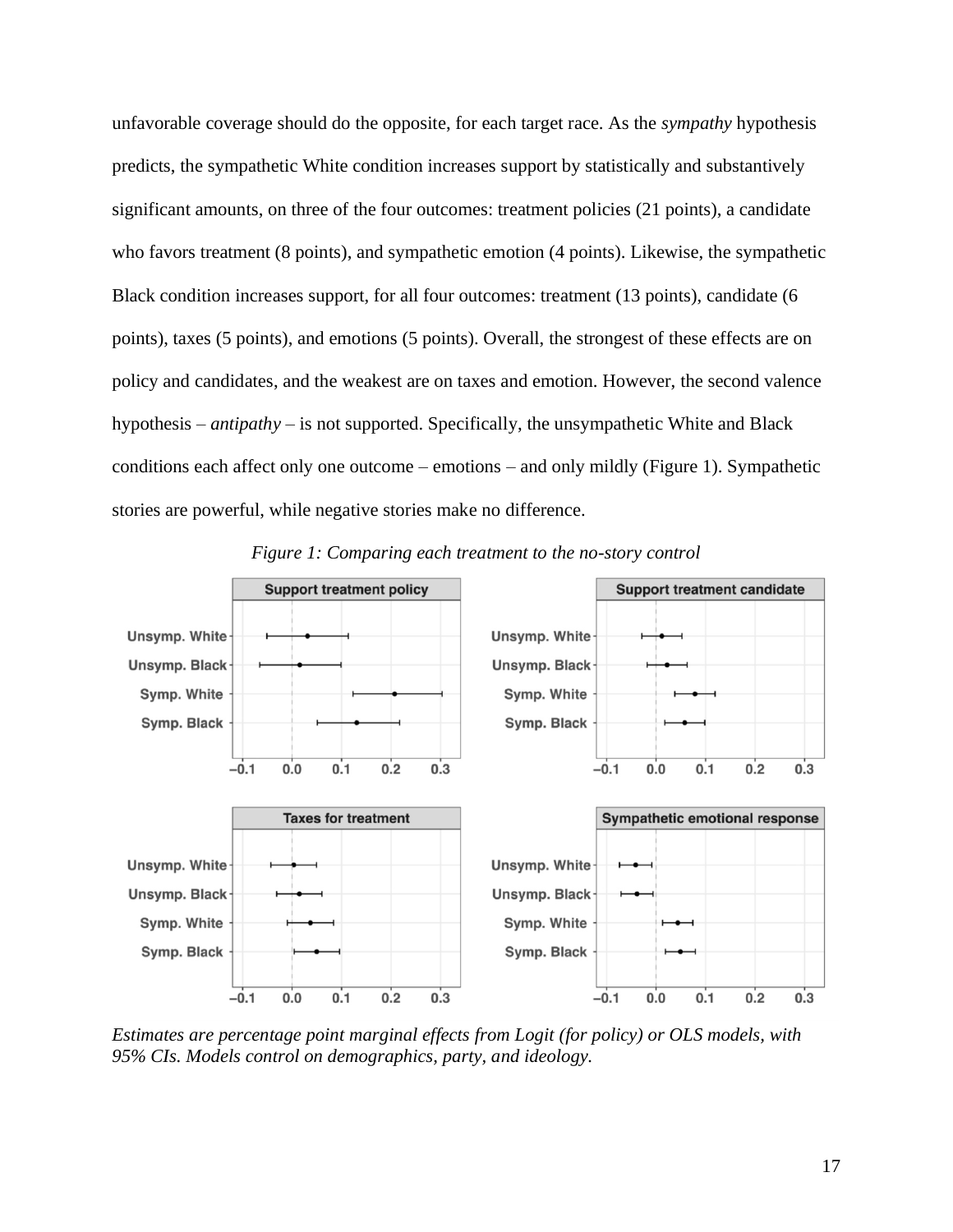unfavorable coverage should do the opposite, for each target race. As the *sympathy* hypothesis predicts, the sympathetic White condition increases support by statistically and substantively significant amounts, on three of the four outcomes: treatment policies (21 points), a candidate who favors treatment (8 points), and sympathetic emotion (4 points). Likewise, the sympathetic Black condition increases support, for all four outcomes: treatment (13 points), candidate (6 points), taxes (5 points), and emotions (5 points). Overall, the strongest of these effects are on policy and candidates, and the weakest are on taxes and emotion. However, the second valence hypothesis – *antipathy* – is not supported. Specifically, the unsympathetic White and Black conditions each affect only one outcome – emotions – and only mildly (Figure 1). Sympathetic stories are powerful, while negative stories make no difference.

*Figure 1: Comparing each treatment to the no-story control*

Support treatment policy
Unsymp. White
Unsymp. Black
Symp. White
Symp. Black
−0.1 0.0 0.1 0.2 0.3

Support treatment candidate
Unsymp. White
Unsymp. Black
Symp. White
Symp. Black
−0.1 0.0 0.1 0.2 0.3

Taxes for treatment
Unsymp. White
Unsymp. Black
Symp. White
Symp. Black
−0.1 0.0 0.1 0.2 0.3

Sympathetic emotional response
Unsymp. White
Unsymp. Black
Symp. White
Symp. Black
−0.1 0.0 0.1 0.2 0.3

*Estimates are percentage point marginal effects from Logit (for policy) or OLS models, with 95% CIs. Models control on demographics, party, and ideology.*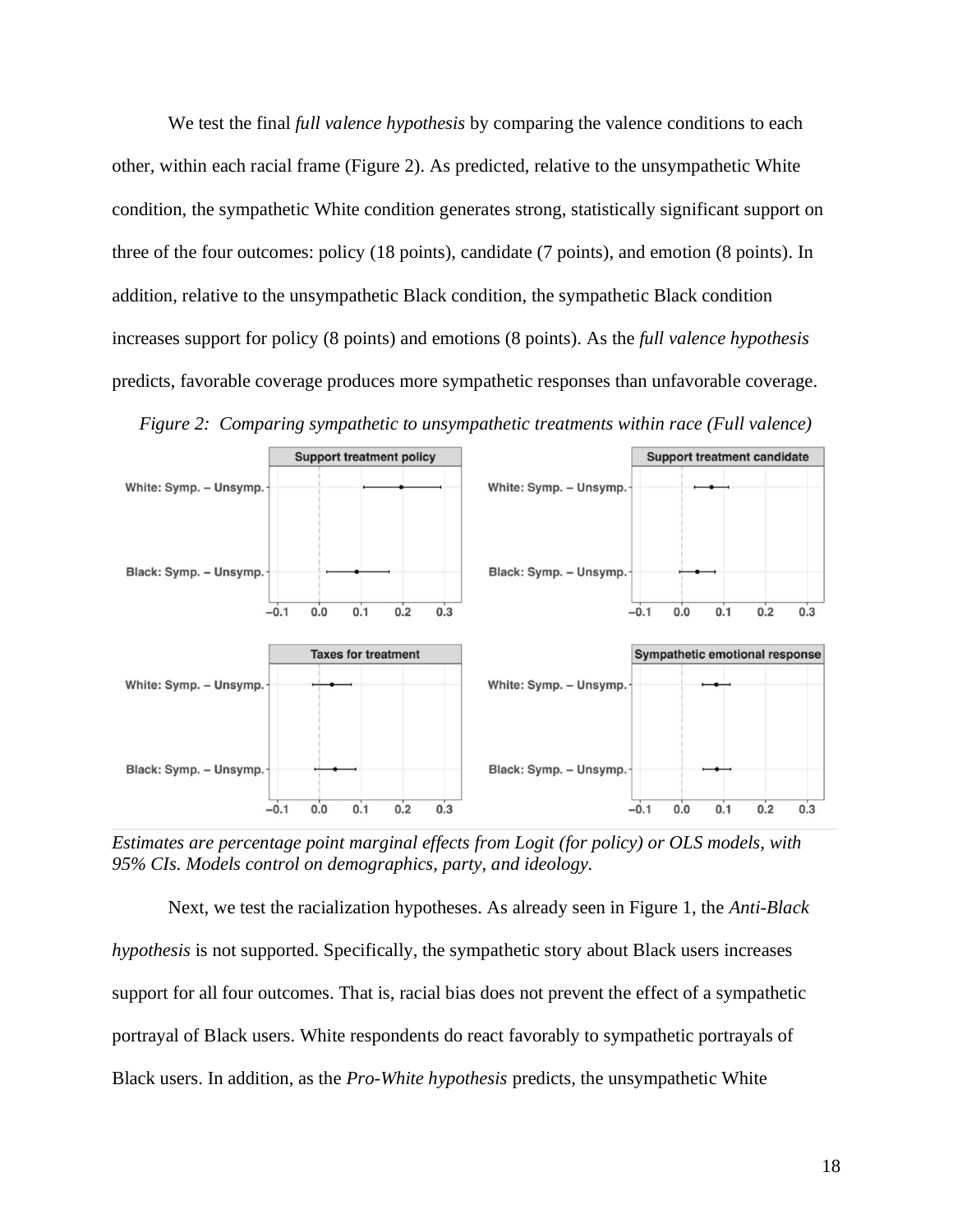We test the final *full valence hypothesis* by comparing the valence conditions to each other, within each racial frame (Figure 2). As predicted, relative to the unsympathetic White condition, the sympathetic White condition generates strong, statistically significant support on three of the four outcomes: policy (18 points), candidate (7 points), and emotion (8 points). In addition, relative to the unsympathetic Black condition, the sympathetic Black condition increases support for policy (8 points) and emotions (8 points). As the *full valence hypothesis* predicts, favorable coverage produces more sympathetic responses than unfavorable coverage.

*Figure 2: Comparing sympathetic to unsympathetic treatments within race (Full valence)*

Support treatment policy

White: Symp. – Unsymp.

Black: Symp. – Unsymp.

−0.1 0.0 0.1 0.2 0.3

Support treatment candidate

White: Symp. – Unsymp.

Black: Symp. – Unsymp.

−0.1 0.0 0.1 0.2 0.3

Taxes for treatment

White: Symp. – Unsymp.

Black: Symp. – Unsymp.

−0.1 0.0 0.1 0.2 0.3

Sympathetic emotional response

White: Symp. – Unsymp.

Black: Symp. – Unsymp.

−0.1 0.0 0.1 0.2 0.3

*Estimates are percentage point marginal effects from Logit (for policy) or OLS models, with 95% CIs. Models control on demographics, party, and ideology.*

Next, we test the racialization hypotheses. As already seen in Figure 1, the *Anti-Black hypothesis* is not supported. Specifically, the sympathetic story about Black users increases support for all four outcomes. That is, racial bias does not prevent the effect of a sympathetic portrayal of Black users. White respondents do react favorably to sympathetic portrayals of Black users. In addition, as the *Pro-White hypothesis* predicts, the unsympathetic White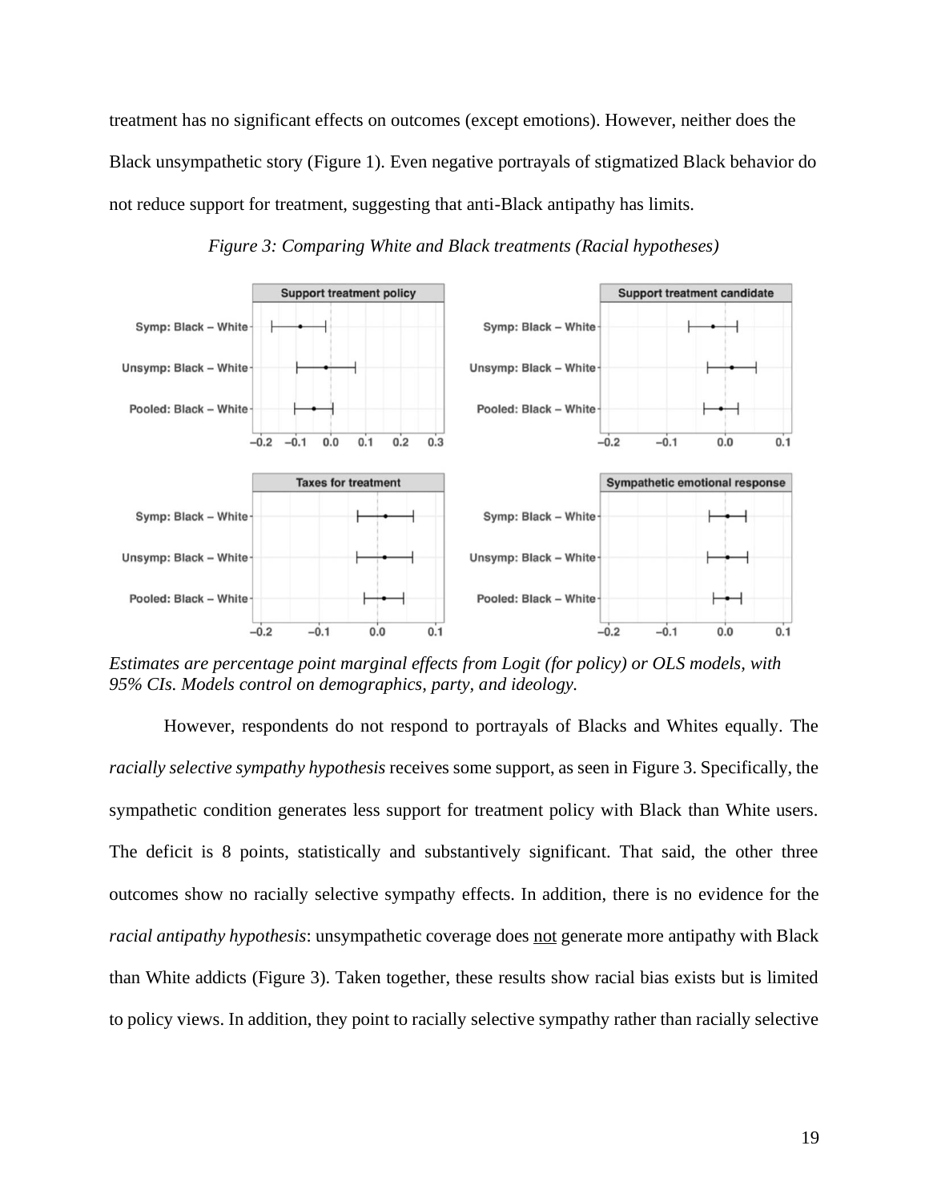treatment has no significant effects on outcomes (except emotions). However, neither does the Black unsympathetic story (Figure 1). Even negative portrayals of stigmatized Black behavior do not reduce support for treatment, suggesting that anti-Black antipathy has limits.

*Figure 3: Comparing White and Black treatments (Racial hypotheses)*

*Estimates are percentage point marginal effects from Logit (for policy) or OLS models, with 95% CIs. Models control on demographics, party, and ideology.*

However, respondents do not respond to portrayals of Blacks and Whites equally. The *racially selective sympathy hypothesis* receives some support, as seen in Figure 3. Specifically, the sympathetic condition generates less support for treatment policy with Black than White users. The deficit is 8 points, statistically and substantively significant. That said, the other three outcomes show no racially selective sympathy effects. In addition, there is no evidence for the *racial antipathy hypothesis*: unsympathetic coverage does not generate more antipathy with Black than White addicts (Figure 3). Taken together, these results show racial bias exists but is limited to policy views. In addition, they point to racially selective sympathy rather than racially selective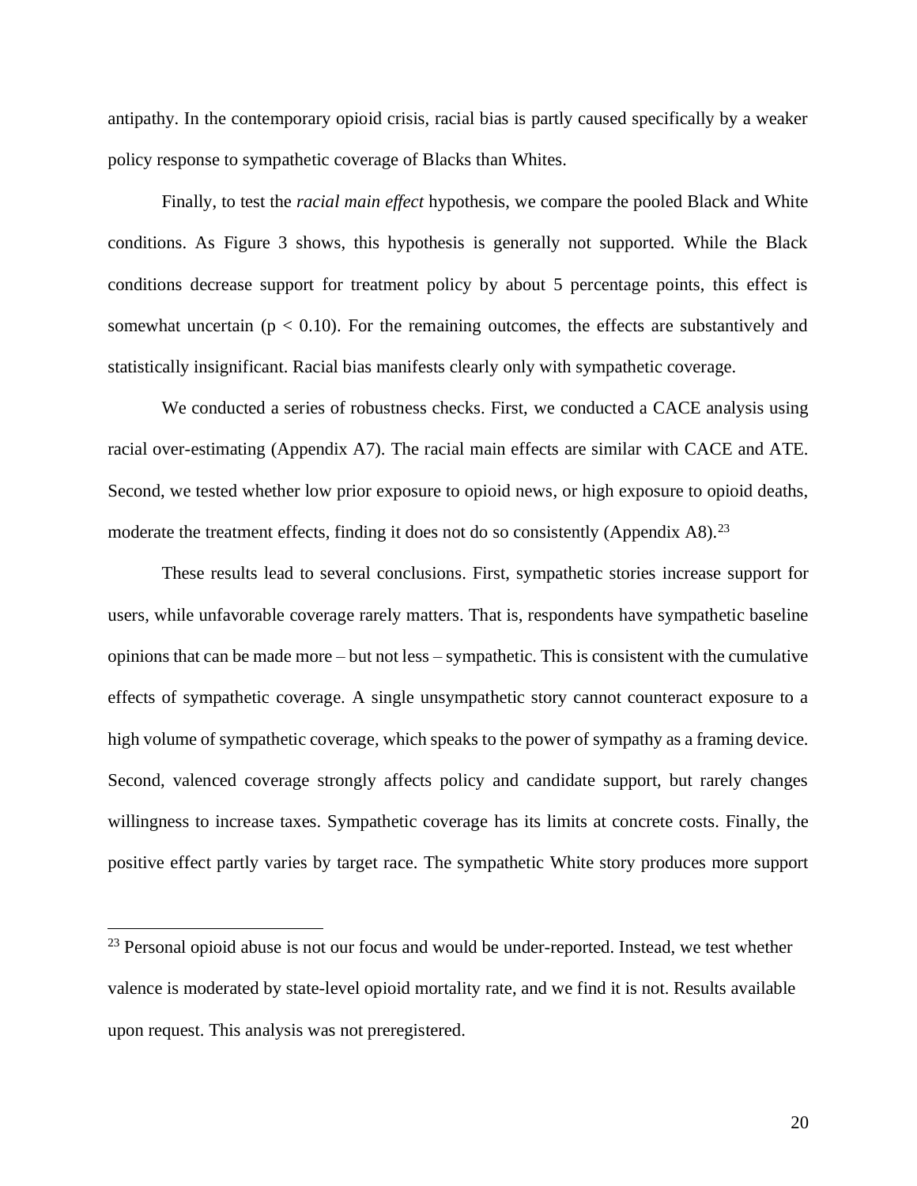antipathy. In the contemporary opioid crisis, racial bias is partly caused specifically by a weaker policy response to sympathetic coverage of Blacks than Whites.

Finally, to test the *racial main effect* hypothesis, we compare the pooled Black and White conditions. As Figure 3 shows, this hypothesis is generally not supported. While the Black conditions decrease support for treatment policy by about 5 percentage points, this effect is somewhat uncertain ($p < 0.10$). For the remaining outcomes, the effects are substantively and statistically insignificant. Racial bias manifests clearly only with sympathetic coverage.

We conducted a series of robustness checks. First, we conducted a CACE analysis using racial over-estimating (Appendix A7). The racial main effects are similar with CACE and ATE. Second, we tested whether low prior exposure to opioid news, or high exposure to opioid deaths, moderate the treatment effects, finding it does not do so consistently (Appendix A8).[23]

These results lead to several conclusions. First, sympathetic stories increase support for users, while unfavorable coverage rarely matters. That is, respondents have sympathetic baseline opinions that can be made more – but not less – sympathetic. This is consistent with the cumulative effects of sympathetic coverage. A single unsympathetic story cannot counteract exposure to a high volume of sympathetic coverage, which speaks to the power of sympathy as a framing device. Second, valenced coverage strongly affects policy and candidate support, but rarely changes willingness to increase taxes. Sympathetic coverage has its limits at concrete costs. Finally, the positive effect partly varies by target race. The sympathetic White story produces more support

[23] Personal opioid abuse is not our focus and would be under-reported. Instead, we test whether valence is moderated by state-level opioid mortality rate, and we find it is not. Results available upon request. This analysis was not preregistered.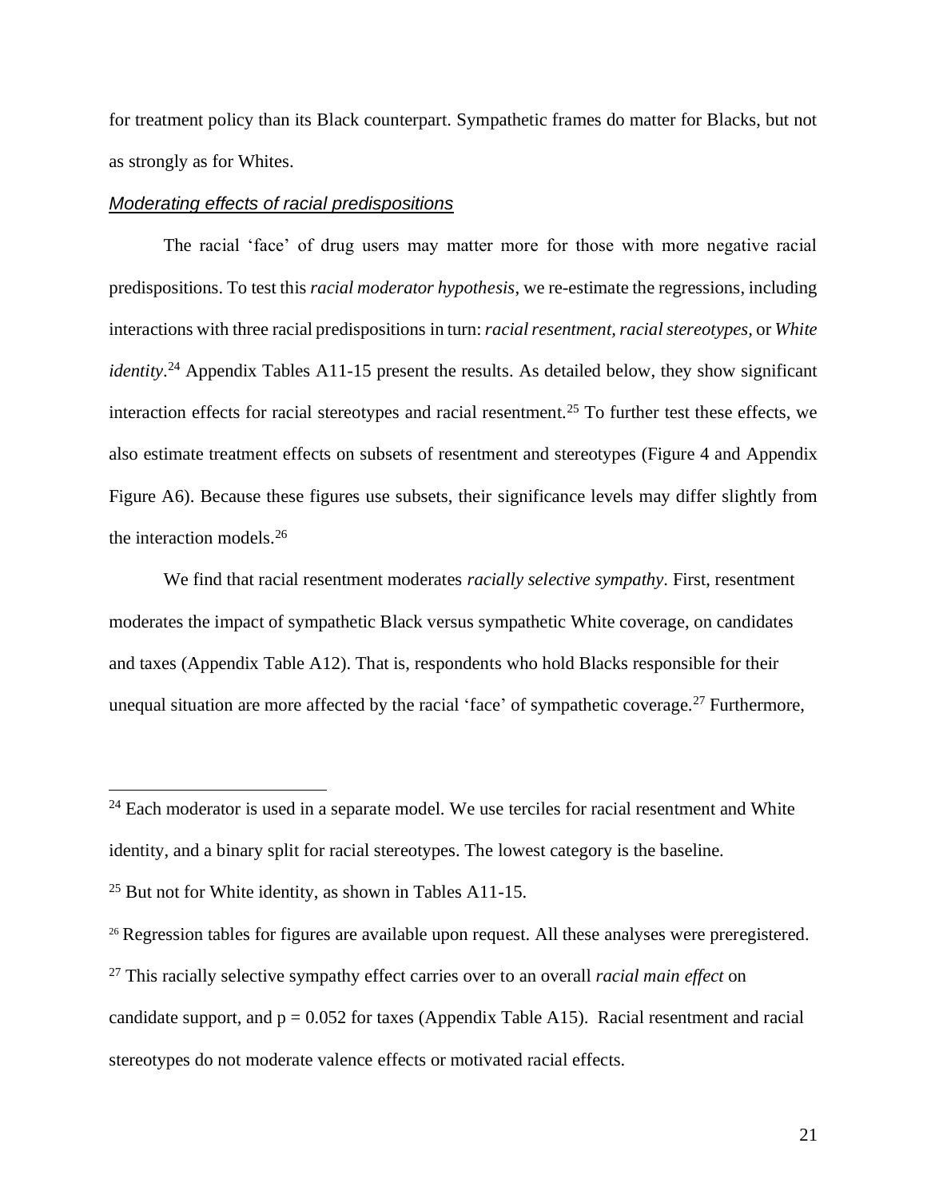for treatment policy than its Black counterpart. Sympathetic frames do matter for Blacks, but not as strongly as for Whites.

### *Moderating effects of racial predispositions*

The racial 'face' of drug users may matter more for those with more negative racial predispositions. To test this *racial moderator hypothesis*, we re-estimate the regressions, including interactions with three racial predispositions in turn: *racial resentment*, *racial stereotypes,* or *White identity*.[24] Appendix Tables A11-15 present the results. As detailed below, they show significant interaction effects for racial stereotypes and racial resentment.[25] To further test these effects, we also estimate treatment effects on subsets of resentment and stereotypes (Figure 4 and Appendix Figure A6). Because these figures use subsets, their significance levels may differ slightly from the interaction models.[26]

We find that racial resentment moderates *racially selective sympathy*. First, resentment moderates the impact of sympathetic Black versus sympathetic White coverage, on candidates and taxes (Appendix Table A12). That is, respondents who hold Blacks responsible for their unequal situation are more affected by the racial 'face' of sympathetic coverage.[27] Furthermore,

---

[24] Each moderator is used in a separate model. We use terciles for racial resentment and White identity, and a binary split for racial stereotypes. The lowest category is the baseline.

[25] But not for White identity, as shown in Tables A11-15.

[26] Regression tables for figures are available upon request. All these analyses were preregistered.

[27] This racially selective sympathy effect carries over to an overall *racial main effect* on candidate support, and $p = 0.052$ for taxes (Appendix Table A15). Racial resentment and racial stereotypes do not moderate valence effects or motivated racial effects.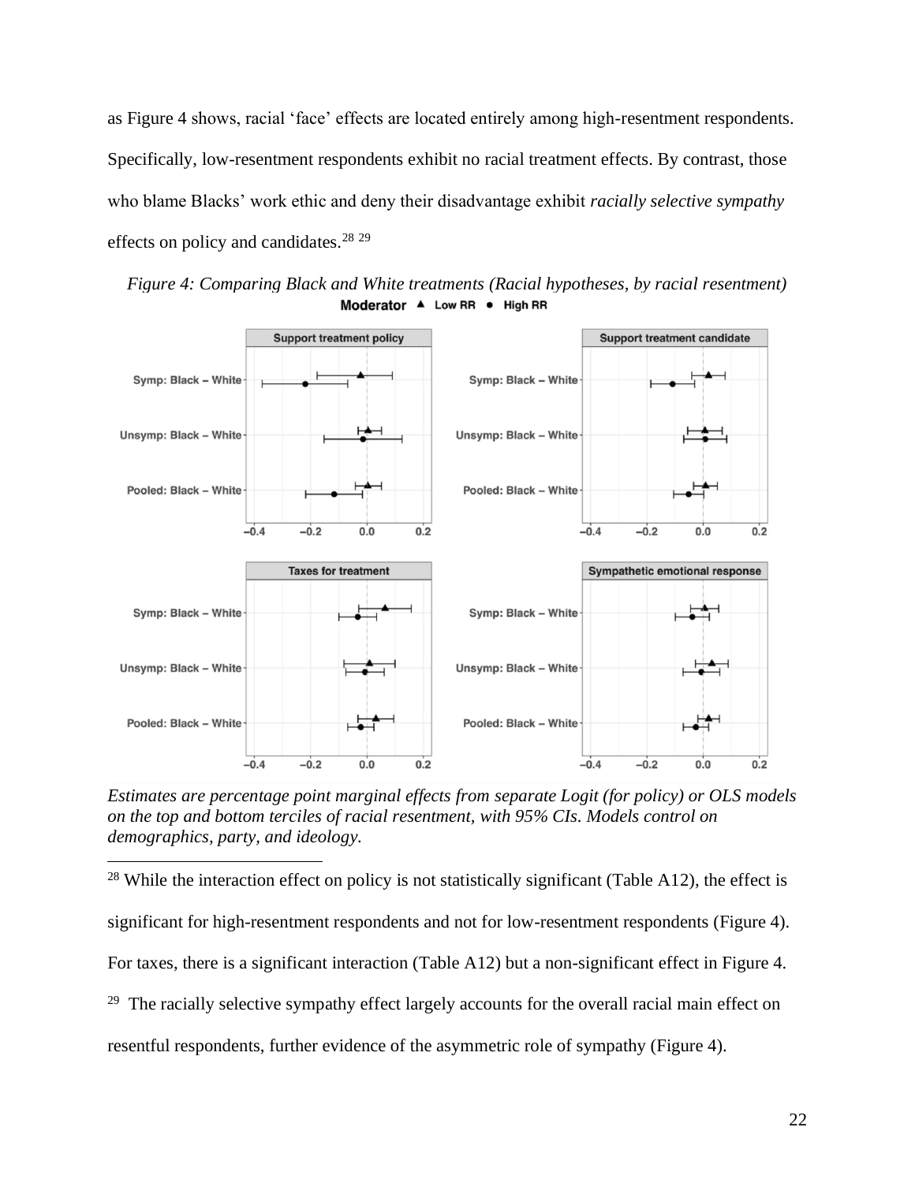as Figure 4 shows, racial 'face' effects are located entirely among high-resentment respondents. Specifically, low-resentment respondents exhibit no racial treatment effects. By contrast, those who blame Blacks' work ethic and deny their disadvantage exhibit *racially selective sympathy* effects on policy and candidates.[28] [29]

*Figure 4: Comparing Black and White treatments (Racial hypotheses, by racial resentment)*

Moderator ▲ Low RR ● High RR

Support treatment policy

Symp: Black – White

Unsymp: Black – White

Pooled: Black – White

−0.4 −0.2 0.0 0.2

Support treatment candidate

Symp: Black – White

Unsymp: Black – White

Pooled: Black – White

−0.4 −0.2 0.0 0.2

Taxes for treatment

Symp: Black – White

Unsymp: Black – White

Pooled: Black – White

−0.4 −0.2 0.0 0.2

Sympathetic emotional response

Symp: Black – White

Unsymp: Black – White

Pooled: Black – White

−0.4 −0.2 0.0 0.2

*Estimates are percentage point marginal effects from separate Logit (for policy) or OLS models on the top and bottom terciles of racial resentment, with 95% CIs. Models control on demographics, party, and ideology.*

[28] While the interaction effect on policy is not statistically significant (Table A12), the effect is significant for high-resentment respondents and not for low-resentment respondents (Figure 4). For taxes, there is a significant interaction (Table A12) but a non-significant effect in Figure 4.

[29] The racially selective sympathy effect largely accounts for the overall racial main effect on resentful respondents, further evidence of the asymmetric role of sympathy (Figure 4).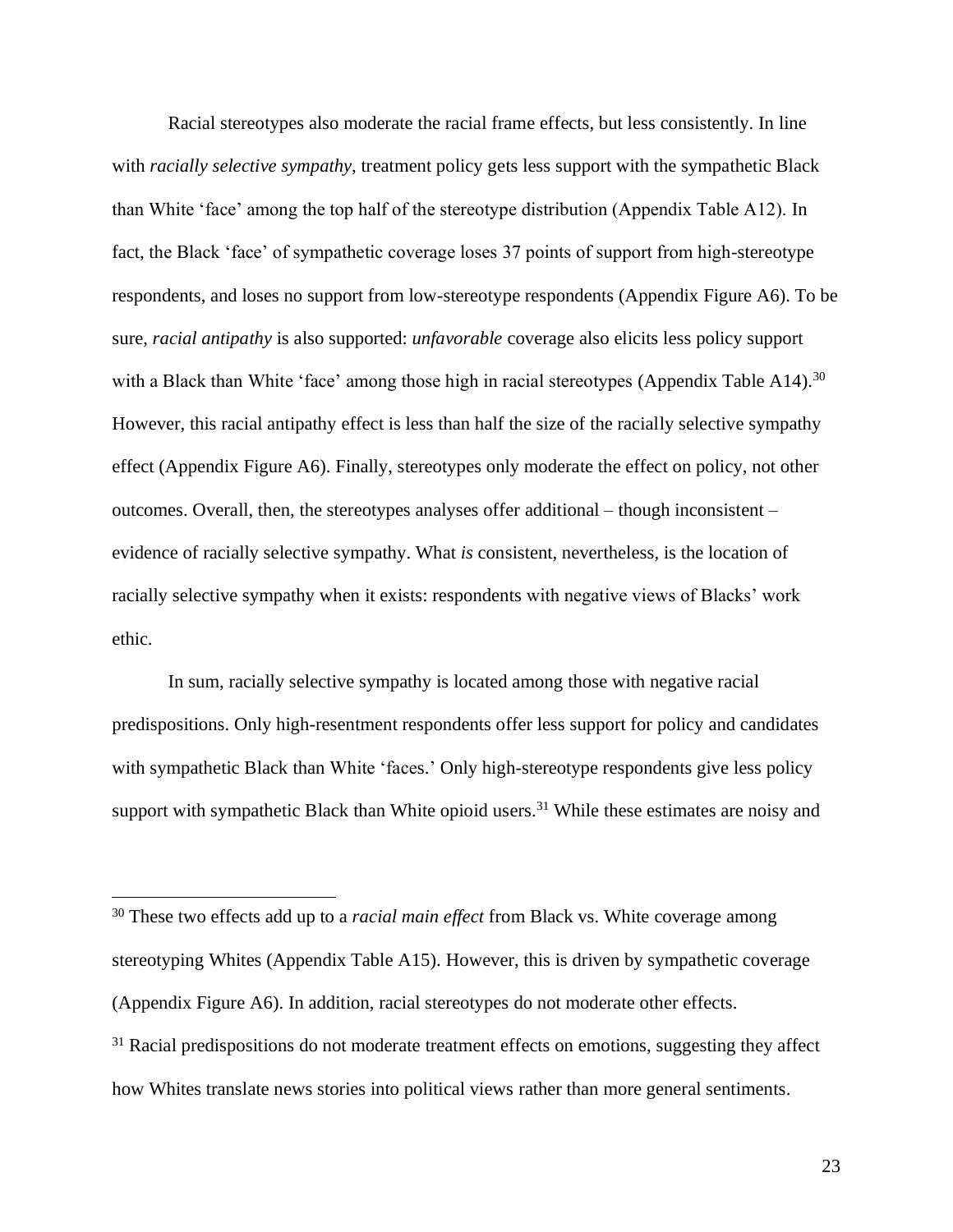Racial stereotypes also moderate the racial frame effects, but less consistently. In line with *racially selective sympathy*, treatment policy gets less support with the sympathetic Black than White 'face' among the top half of the stereotype distribution (Appendix Table A12). In fact, the Black 'face' of sympathetic coverage loses 37 points of support from high-stereotype respondents, and loses no support from low-stereotype respondents (Appendix Figure A6). To be sure, *racial antipathy* is also supported: *unfavorable* coverage also elicits less policy support with a Black than White 'face' among those high in racial stereotypes (Appendix Table A14).[30] However, this racial antipathy effect is less than half the size of the racially selective sympathy effect (Appendix Figure A6). Finally, stereotypes only moderate the effect on policy, not other outcomes. Overall, then, the stereotypes analyses offer additional – though inconsistent – evidence of racially selective sympathy. What *is* consistent, nevertheless, is the location of racially selective sympathy when it exists: respondents with negative views of Blacks' work ethic.

In sum, racially selective sympathy is located among those with negative racial predispositions. Only high-resentment respondents offer less support for policy and candidates with sympathetic Black than White 'faces.' Only high-stereotype respondents give less policy support with sympathetic Black than White opioid users.[31] While these estimates are noisy and

---

[30] These two effects add up to a *racial main effect* from Black vs. White coverage among stereotyping Whites (Appendix Table A15). However, this is driven by sympathetic coverage (Appendix Figure A6). In addition, racial stereotypes do not moderate other effects.

[31] Racial predispositions do not moderate treatment effects on emotions, suggesting they affect how Whites translate news stories into political views rather than more general sentiments.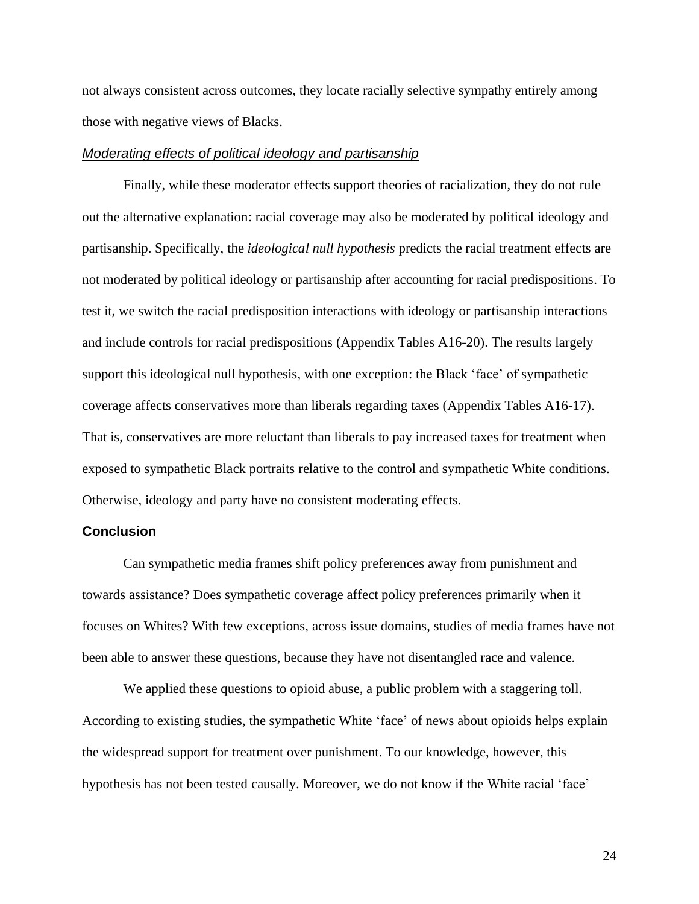not always consistent across outcomes, they locate racially selective sympathy entirely among those with negative views of Blacks.

### *Moderating effects of political ideology and partisanship*

Finally, while these moderator effects support theories of racialization, they do not rule out the alternative explanation: racial coverage may also be moderated by political ideology and partisanship. Specifically, the *ideological null hypothesis* predicts the racial treatment effects are not moderated by political ideology or partisanship after accounting for racial predispositions. To test it, we switch the racial predisposition interactions with ideology or partisanship interactions and include controls for racial predispositions (Appendix Tables A16-20). The results largely support this ideological null hypothesis, with one exception: the Black 'face' of sympathetic coverage affects conservatives more than liberals regarding taxes (Appendix Tables A16-17). That is, conservatives are more reluctant than liberals to pay increased taxes for treatment when exposed to sympathetic Black portraits relative to the control and sympathetic White conditions. Otherwise, ideology and party have no consistent moderating effects.

## Conclusion

Can sympathetic media frames shift policy preferences away from punishment and towards assistance? Does sympathetic coverage affect policy preferences primarily when it focuses on Whites? With few exceptions, across issue domains, studies of media frames have not been able to answer these questions, because they have not disentangled race and valence.

We applied these questions to opioid abuse, a public problem with a staggering toll. According to existing studies, the sympathetic White 'face' of news about opioids helps explain the widespread support for treatment over punishment. To our knowledge, however, this hypothesis has not been tested causally. Moreover, we do not know if the White racial 'face'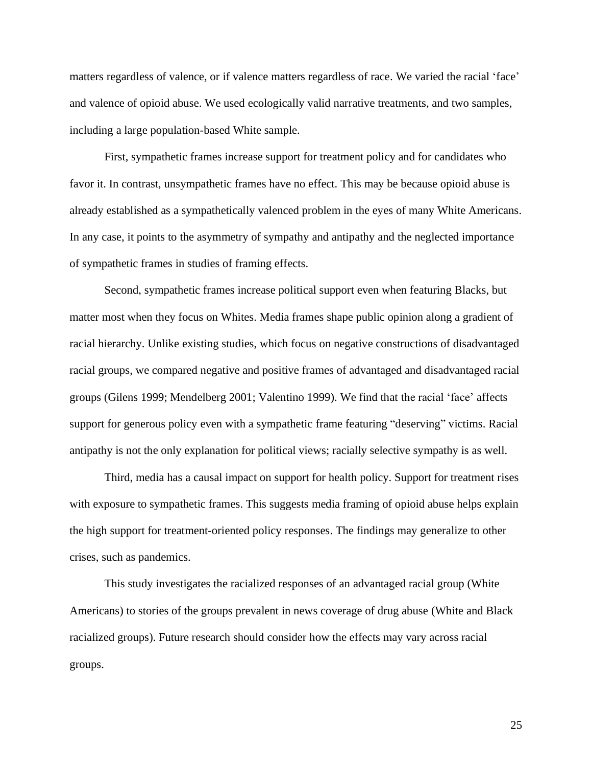matters regardless of valence, or if valence matters regardless of race. We varied the racial 'face' and valence of opioid abuse. We used ecologically valid narrative treatments, and two samples, including a large population-based White sample.

First, sympathetic frames increase support for treatment policy and for candidates who favor it. In contrast, unsympathetic frames have no effect. This may be because opioid abuse is already established as a sympathetically valenced problem in the eyes of many White Americans. In any case, it points to the asymmetry of sympathy and antipathy and the neglected importance of sympathetic frames in studies of framing effects.

Second, sympathetic frames increase political support even when featuring Blacks, but matter most when they focus on Whites. Media frames shape public opinion along a gradient of racial hierarchy. Unlike existing studies, which focus on negative constructions of disadvantaged racial groups, we compared negative and positive frames of advantaged and disadvantaged racial groups (Gilens 1999; Mendelberg 2001; Valentino 1999). We find that the racial 'face' affects support for generous policy even with a sympathetic frame featuring "deserving" victims. Racial antipathy is not the only explanation for political views; racially selective sympathy is as well.

Third, media has a causal impact on support for health policy. Support for treatment rises with exposure to sympathetic frames. This suggests media framing of opioid abuse helps explain the high support for treatment-oriented policy responses. The findings may generalize to other crises, such as pandemics.

This study investigates the racialized responses of an advantaged racial group (White Americans) to stories of the groups prevalent in news coverage of drug abuse (White and Black racialized groups). Future research should consider how the effects may vary across racial groups.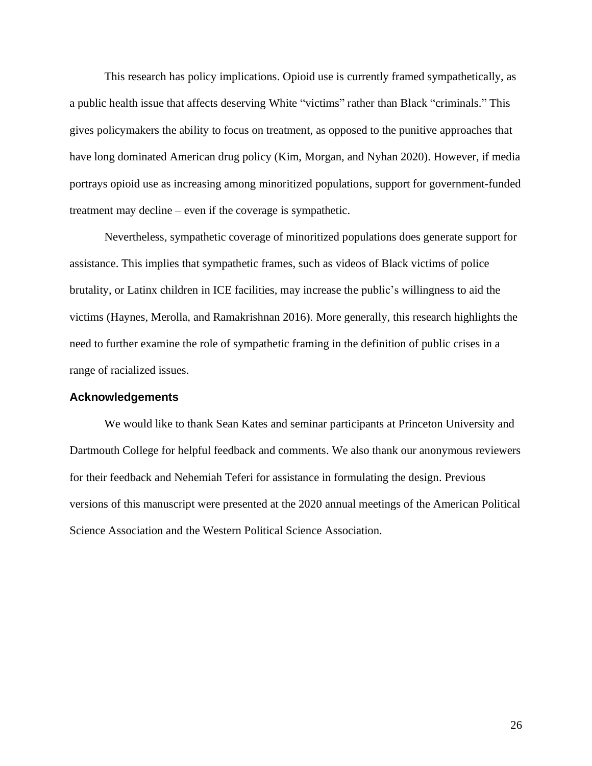This research has policy implications. Opioid use is currently framed sympathetically, as a public health issue that affects deserving White "victims" rather than Black "criminals." This gives policymakers the ability to focus on treatment, as opposed to the punitive approaches that have long dominated American drug policy (Kim, Morgan, and Nyhan 2020). However, if media portrays opioid use as increasing among minoritized populations, support for government-funded treatment may decline – even if the coverage is sympathetic.

Nevertheless, sympathetic coverage of minoritized populations does generate support for assistance. This implies that sympathetic frames, such as videos of Black victims of police brutality, or Latinx children in ICE facilities, may increase the public's willingness to aid the victims (Haynes, Merolla, and Ramakrishnan 2016). More generally, this research highlights the need to further examine the role of sympathetic framing in the definition of public crises in a range of racialized issues.

## Acknowledgements

We would like to thank Sean Kates and seminar participants at Princeton University and Dartmouth College for helpful feedback and comments. We also thank our anonymous reviewers for their feedback and Nehemiah Teferi for assistance in formulating the design. Previous versions of this manuscript were presented at the 2020 annual meetings of the American Political Science Association and the Western Political Science Association.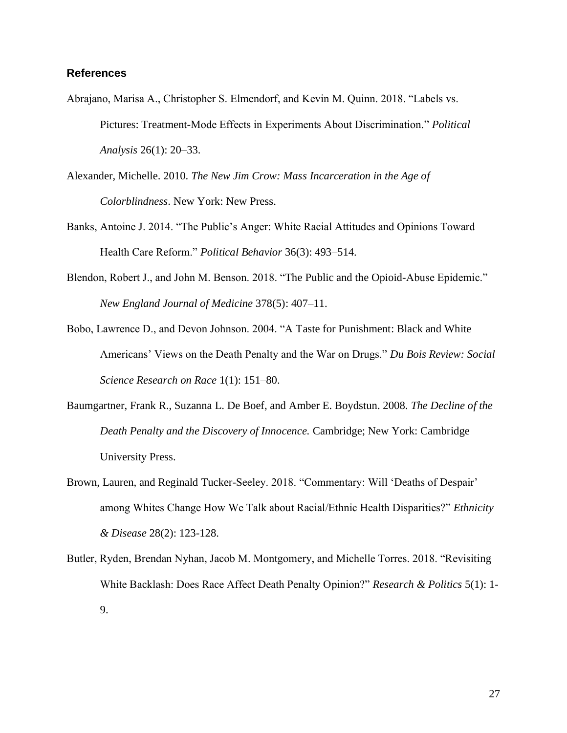## References

Abrajano, Marisa A., Christopher S. Elmendorf, and Kevin M. Quinn. 2018. "Labels vs. Pictures: Treatment-Mode Effects in Experiments About Discrimination." *Political Analysis* 26(1): 20–33.

Alexander, Michelle. 2010. *The New Jim Crow: Mass Incarceration in the Age of Colorblindness*. New York: New Press.

Banks, Antoine J. 2014. "The Public's Anger: White Racial Attitudes and Opinions Toward Health Care Reform." *Political Behavior* 36(3): 493–514.

Blendon, Robert J., and John M. Benson. 2018. "The Public and the Opioid-Abuse Epidemic." *New England Journal of Medicine* 378(5): 407–11.

Bobo, Lawrence D., and Devon Johnson. 2004. "A Taste for Punishment: Black and White Americans' Views on the Death Penalty and the War on Drugs." *Du Bois Review: Social Science Research on Race* 1(1): 151–80.

Baumgartner, Frank R., Suzanna L. De Boef, and Amber E. Boydstun. 2008. *The Decline of the Death Penalty and the Discovery of Innocence.* Cambridge; New York: Cambridge University Press.

Brown, Lauren, and Reginald Tucker-Seeley. 2018. "Commentary: Will 'Deaths of Despair' among Whites Change How We Talk about Racial/Ethnic Health Disparities?" *Ethnicity & Disease* 28(2): 123-128.

Butler, Ryden, Brendan Nyhan, Jacob M. Montgomery, and Michelle Torres. 2018. "Revisiting White Backlash: Does Race Affect Death Penalty Opinion?" *Research & Politics* 5(1): 1-9.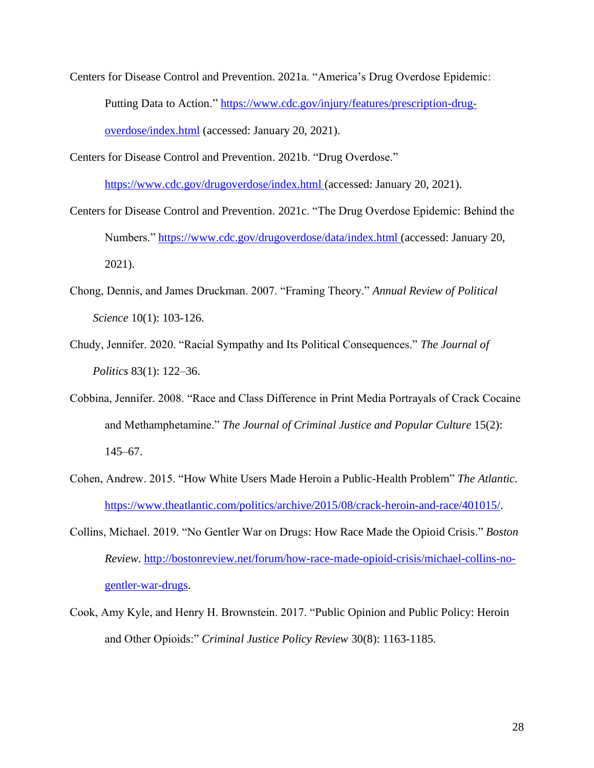Centers for Disease Control and Prevention. 2021a. "America's Drug Overdose Epidemic: Putting Data to Action." https://www.cdc.gov/injury/features/prescription-drug-overdose/index.html (accessed: January 20, 2021).

Centers for Disease Control and Prevention. 2021b. "Drug Overdose." https://www.cdc.gov/drugoverdose/index.html (accessed: January 20, 2021).

Centers for Disease Control and Prevention. 2021c. "The Drug Overdose Epidemic: Behind the Numbers." https://www.cdc.gov/drugoverdose/data/index.html (accessed: January 20, 2021).

Chong, Dennis, and James Druckman. 2007. "Framing Theory." *Annual Review of Political Science* 10(1): 103-126.

Chudy, Jennifer. 2020. "Racial Sympathy and Its Political Consequences." *The Journal of Politics* 83(1): 122–36.

Cobbina, Jennifer. 2008. "Race and Class Difference in Print Media Portrayals of Crack Cocaine and Methamphetamine." *The Journal of Criminal Justice and Popular Culture* 15(2): 145–67.

Cohen, Andrew. 2015. "How White Users Made Heroin a Public-Health Problem" *The Atlantic*. https://www.theatlantic.com/politics/archive/2015/08/crack-heroin-and-race/401015/.

Collins, Michael. 2019. "No Gentler War on Drugs: How Race Made the Opioid Crisis." *Boston Review*. http://bostonreview.net/forum/how-race-made-opioid-crisis/michael-collins-no-gentler-war-drugs.

Cook, Amy Kyle, and Henry H. Brownstein. 2017. "Public Opinion and Public Policy: Heroin and Other Opioids:" *Criminal Justice Policy Review* 30(8): 1163-1185.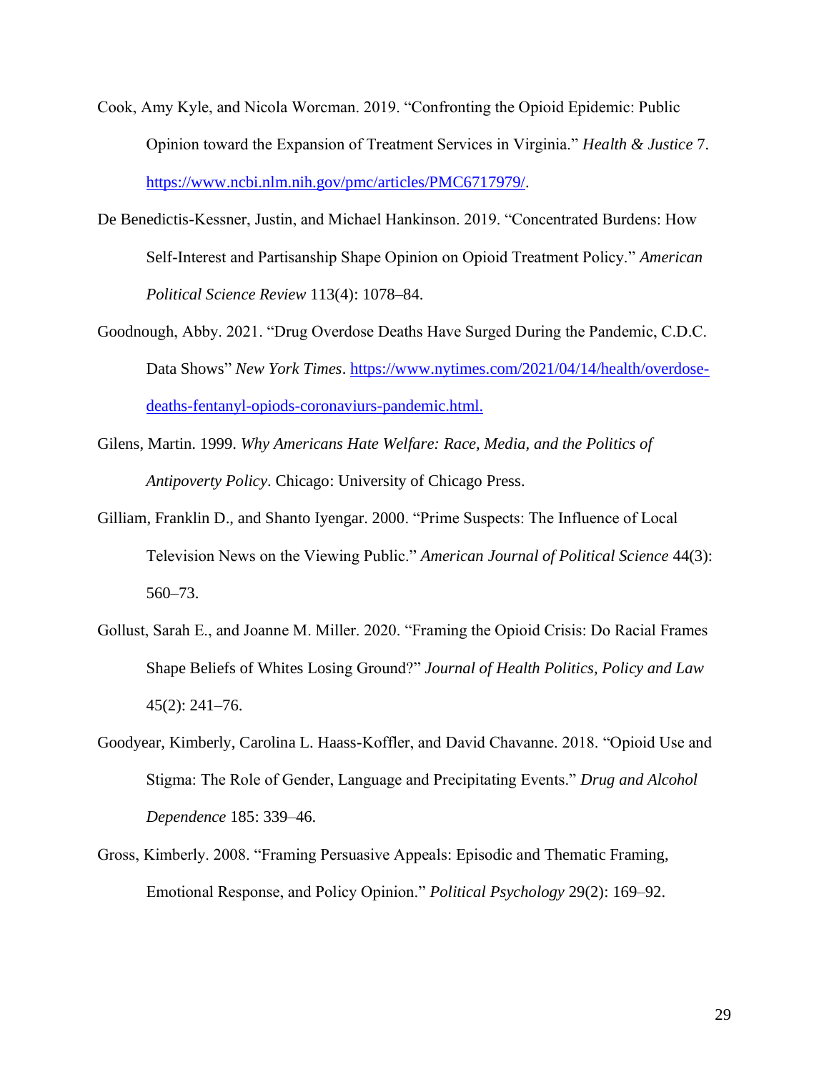Cook, Amy Kyle, and Nicola Worcman. 2019. "Confronting the Opioid Epidemic: Public Opinion toward the Expansion of Treatment Services in Virginia." *Health & Justice* 7. https://www.ncbi.nlm.nih.gov/pmc/articles/PMC6717979/.

De Benedictis-Kessner, Justin, and Michael Hankinson. 2019. "Concentrated Burdens: How Self-Interest and Partisanship Shape Opinion on Opioid Treatment Policy." *American Political Science Review* 113(4): 1078–84.

Goodnough, Abby. 2021. "Drug Overdose Deaths Have Surged During the Pandemic, C.D.C. Data Shows" *New York Times*. https://www.nytimes.com/2021/04/14/health/overdose-deaths-fentanyl-opiods-coronaviurs-pandemic.html.

Gilens, Martin. 1999. *Why Americans Hate Welfare: Race, Media, and the Politics of Antipoverty Policy*. Chicago: University of Chicago Press.

Gilliam, Franklin D., and Shanto Iyengar. 2000. "Prime Suspects: The Influence of Local Television News on the Viewing Public." *American Journal of Political Science* 44(3): 560–73.

Gollust, Sarah E., and Joanne M. Miller. 2020. "Framing the Opioid Crisis: Do Racial Frames Shape Beliefs of Whites Losing Ground?" *Journal of Health Politics, Policy and Law* 45(2): 241–76.

Goodyear, Kimberly, Carolina L. Haass-Koffler, and David Chavanne. 2018. "Opioid Use and Stigma: The Role of Gender, Language and Precipitating Events." *Drug and Alcohol Dependence* 185: 339–46.

Gross, Kimberly. 2008. "Framing Persuasive Appeals: Episodic and Thematic Framing, Emotional Response, and Policy Opinion." *Political Psychology* 29(2): 169–92.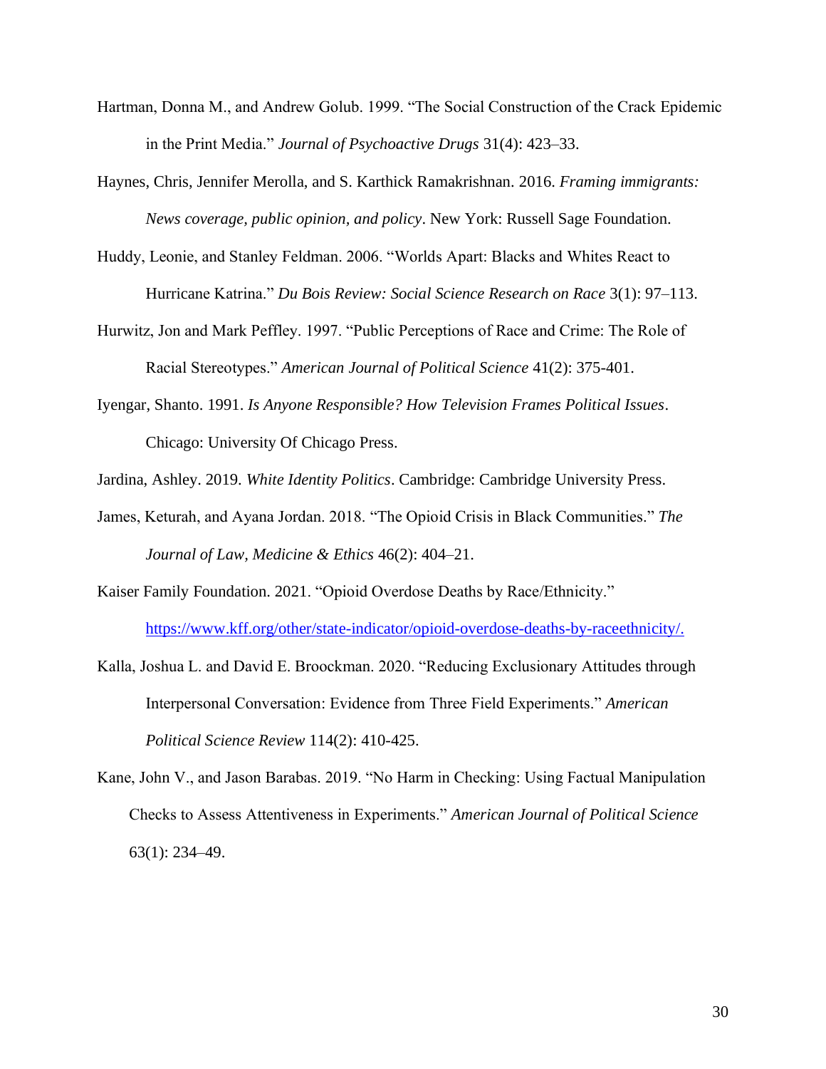Hartman, Donna M., and Andrew Golub. 1999. "The Social Construction of the Crack Epidemic in the Print Media." *Journal of Psychoactive Drugs* 31(4): 423–33.

Haynes, Chris, Jennifer Merolla, and S. Karthick Ramakrishnan. 2016. *Framing immigrants: News coverage, public opinion, and policy*. New York: Russell Sage Foundation.

Huddy, Leonie, and Stanley Feldman. 2006. "Worlds Apart: Blacks and Whites React to Hurricane Katrina." *Du Bois Review: Social Science Research on Race* 3(1): 97–113.

Hurwitz, Jon and Mark Peffley. 1997. "Public Perceptions of Race and Crime: The Role of Racial Stereotypes." *American Journal of Political Science* 41(2): 375-401.

Iyengar, Shanto. 1991. *Is Anyone Responsible? How Television Frames Political Issues*. Chicago: University Of Chicago Press.

Jardina, Ashley. 2019. *White Identity Politics*. Cambridge: Cambridge University Press.

James, Keturah, and Ayana Jordan. 2018. "The Opioid Crisis in Black Communities." *The Journal of Law, Medicine & Ethics* 46(2): 404–21.

Kaiser Family Foundation. 2021. "Opioid Overdose Deaths by Race/Ethnicity." https://www.kff.org/other/state-indicator/opioid-overdose-deaths-by-raceethnicity/.

Kalla, Joshua L. and David E. Broockman. 2020. "Reducing Exclusionary Attitudes through Interpersonal Conversation: Evidence from Three Field Experiments." *American Political Science Review* 114(2): 410-425.

Kane, John V., and Jason Barabas. 2019. "No Harm in Checking: Using Factual Manipulation Checks to Assess Attentiveness in Experiments." *American Journal of Political Science* 63(1): 234–49.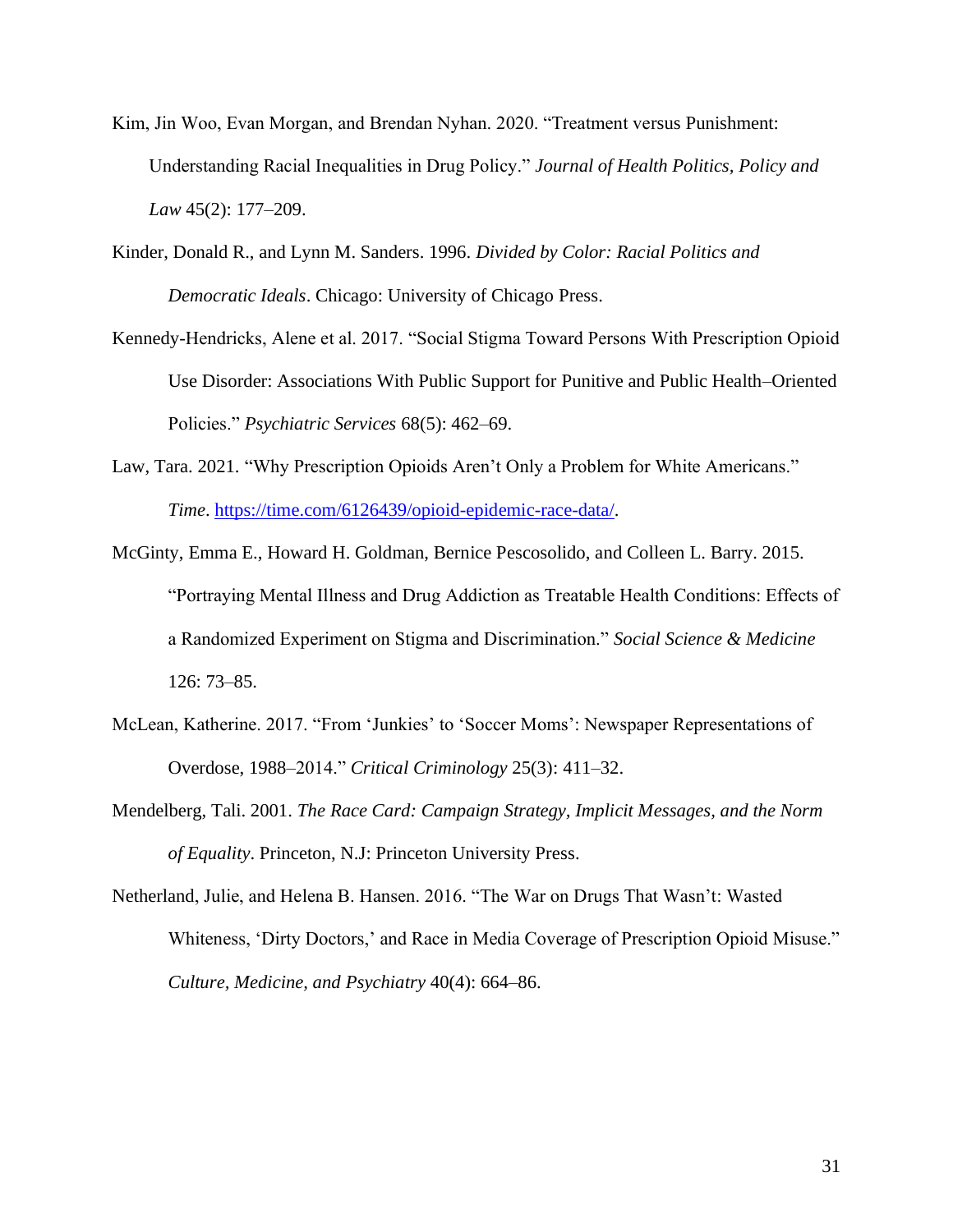Kim, Jin Woo, Evan Morgan, and Brendan Nyhan. 2020. "Treatment versus Punishment: Understanding Racial Inequalities in Drug Policy." *Journal of Health Politics, Policy and Law* 45(2): 177–209.

Kinder, Donald R., and Lynn M. Sanders. 1996. *Divided by Color: Racial Politics and Democratic Ideals*. Chicago: University of Chicago Press.

Kennedy-Hendricks, Alene et al. 2017. "Social Stigma Toward Persons With Prescription Opioid Use Disorder: Associations With Public Support for Punitive and Public Health–Oriented Policies." *Psychiatric Services* 68(5): 462–69.

Law, Tara. 2021. "Why Prescription Opioids Aren't Only a Problem for White Americans." *Time*. https://time.com/6126439/opioid-epidemic-race-data/.

McGinty, Emma E., Howard H. Goldman, Bernice Pescosolido, and Colleen L. Barry. 2015. "Portraying Mental Illness and Drug Addiction as Treatable Health Conditions: Effects of a Randomized Experiment on Stigma and Discrimination." *Social Science & Medicine* 126: 73–85.

McLean, Katherine. 2017. "From 'Junkies' to 'Soccer Moms': Newspaper Representations of Overdose, 1988–2014." *Critical Criminology* 25(3): 411–32.

Mendelberg, Tali. 2001. *The Race Card: Campaign Strategy, Implicit Messages, and the Norm of Equality*. Princeton, N.J: Princeton University Press.

Netherland, Julie, and Helena B. Hansen. 2016. "The War on Drugs That Wasn't: Wasted Whiteness, 'Dirty Doctors,' and Race in Media Coverage of Prescription Opioid Misuse." *Culture, Medicine, and Psychiatry* 40(4): 664–86.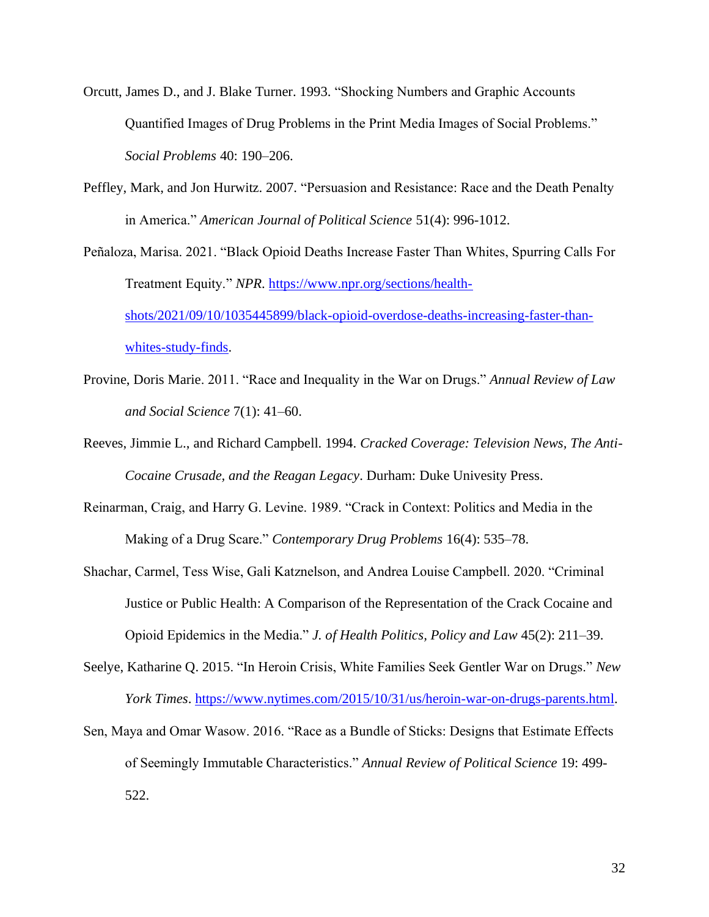Orcutt, James D., and J. Blake Turner. 1993. "Shocking Numbers and Graphic Accounts Quantified Images of Drug Problems in the Print Media Images of Social Problems." *Social Problems* 40: 190–206.

Peffley, Mark, and Jon Hurwitz. 2007. "Persuasion and Resistance: Race and the Death Penalty in America." *American Journal of Political Science* 51(4): 996-1012.

Peñaloza, Marisa. 2021. "Black Opioid Deaths Increase Faster Than Whites, Spurring Calls For Treatment Equity." *NPR*. https://www.npr.org/sections/health-shots/2021/09/10/1035445899/black-opioid-overdose-deaths-increasing-faster-than-whites-study-finds.

Provine, Doris Marie. 2011. "Race and Inequality in the War on Drugs." *Annual Review of Law and Social Science* 7(1): 41–60.

Reeves, Jimmie L., and Richard Campbell. 1994. *Cracked Coverage: Television News, The Anti-Cocaine Crusade, and the Reagan Legacy*. Durham: Duke Univesity Press.

Reinarman, Craig, and Harry G. Levine. 1989. "Crack in Context: Politics and Media in the Making of a Drug Scare." *Contemporary Drug Problems* 16(4): 535–78.

Shachar, Carmel, Tess Wise, Gali Katznelson, and Andrea Louise Campbell. 2020. "Criminal Justice or Public Health: A Comparison of the Representation of the Crack Cocaine and Opioid Epidemics in the Media." *J. of Health Politics, Policy and Law* 45(2): 211–39.

Seelye, Katharine Q. 2015. "In Heroin Crisis, White Families Seek Gentler War on Drugs." *New York Times*. https://www.nytimes.com/2015/10/31/us/heroin-war-on-drugs-parents.html.

Sen, Maya and Omar Wasow. 2016. "Race as a Bundle of Sticks: Designs that Estimate Effects of Seemingly Immutable Characteristics." *Annual Review of Political Science* 19: 499-522.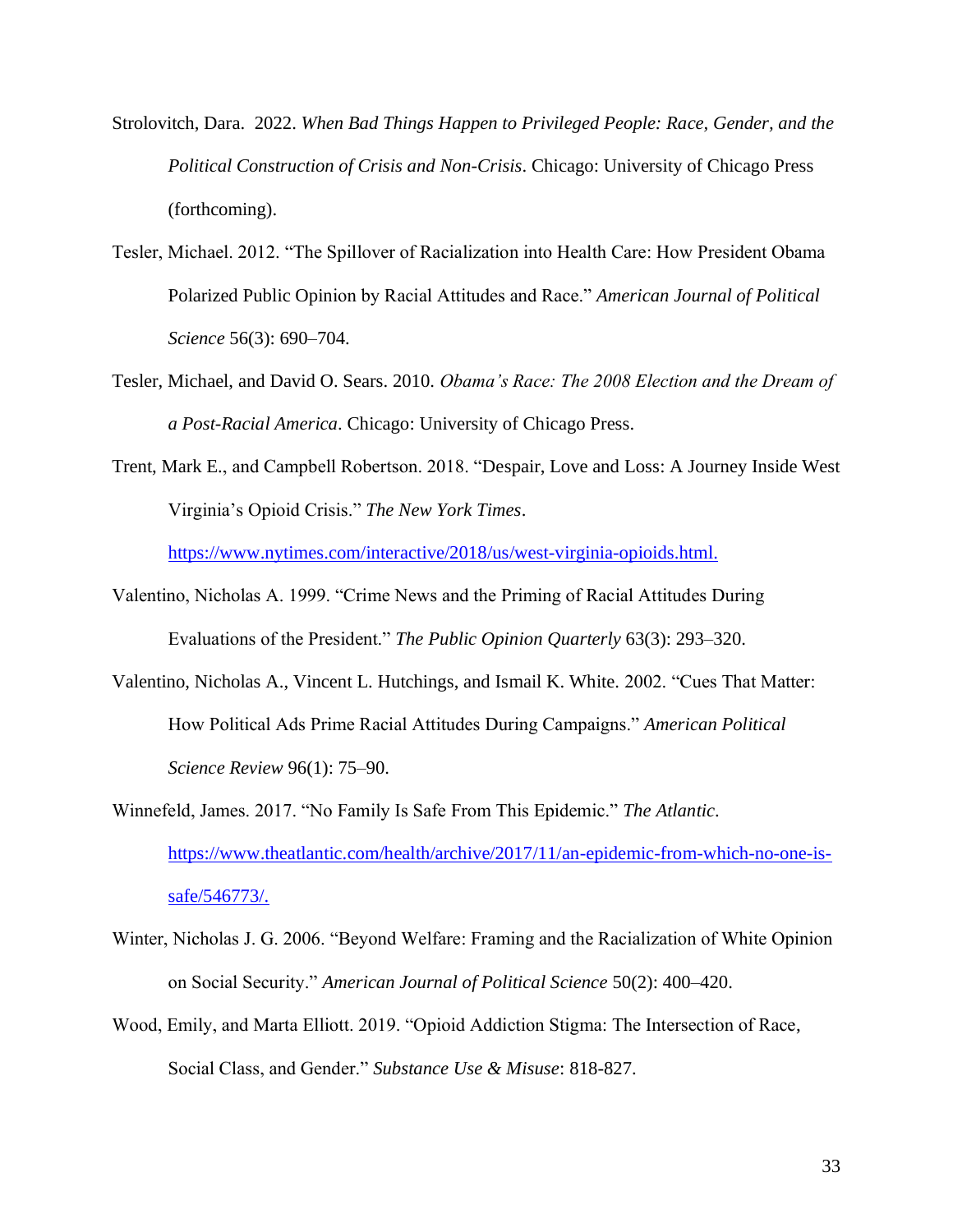Strolovitch, Dara. 2022. *When Bad Things Happen to Privileged People: Race, Gender, and the Political Construction of Crisis and Non-Crisis*. Chicago: University of Chicago Press (forthcoming).

Tesler, Michael. 2012. "The Spillover of Racialization into Health Care: How President Obama Polarized Public Opinion by Racial Attitudes and Race." *American Journal of Political Science* 56(3): 690–704.

Tesler, Michael, and David O. Sears. 2010. *Obama's Race: The 2008 Election and the Dream of a Post-Racial America*. Chicago: University of Chicago Press.

Trent, Mark E., and Campbell Robertson. 2018. "Despair, Love and Loss: A Journey Inside West Virginia's Opioid Crisis." *The New York Times*. https://www.nytimes.com/interactive/2018/us/west-virginia-opioids.html.

Valentino, Nicholas A. 1999. "Crime News and the Priming of Racial Attitudes During Evaluations of the President." *The Public Opinion Quarterly* 63(3): 293–320.

Valentino, Nicholas A., Vincent L. Hutchings, and Ismail K. White. 2002. "Cues That Matter: How Political Ads Prime Racial Attitudes During Campaigns." *American Political Science Review* 96(1): 75–90.

Winnefeld, James. 2017. "No Family Is Safe From This Epidemic." *The Atlantic*. https://www.theatlantic.com/health/archive/2017/11/an-epidemic-from-which-no-one-is-safe/546773/.

Winter, Nicholas J. G. 2006. "Beyond Welfare: Framing and the Racialization of White Opinion on Social Security." *American Journal of Political Science* 50(2): 400–420.

Wood, Emily, and Marta Elliott. 2019. "Opioid Addiction Stigma: The Intersection of Race, Social Class, and Gender." *Substance Use & Misuse*: 818-827.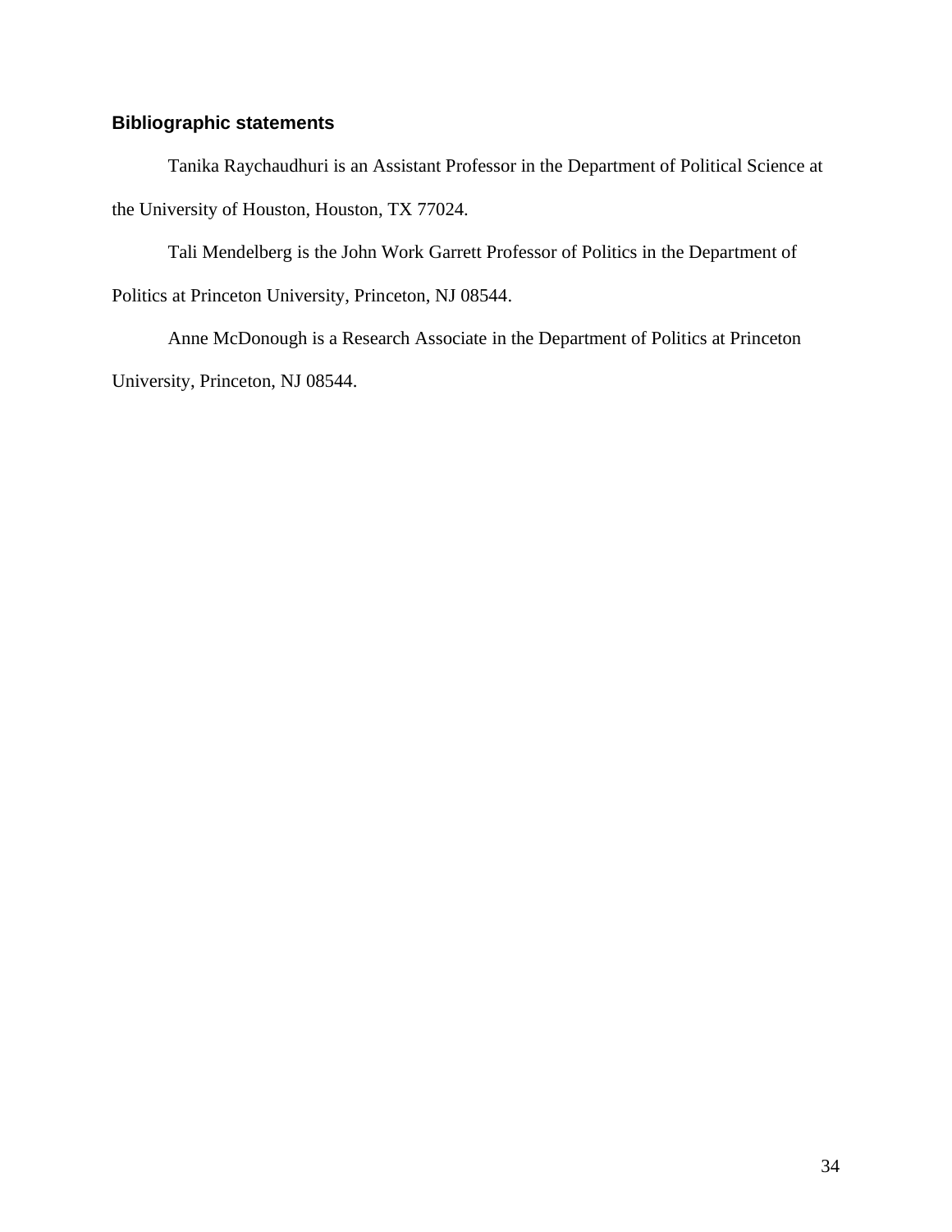## Bibliographic statements

Tanika Raychaudhuri is an Assistant Professor in the Department of Political Science at the University of Houston, Houston, TX 77024.

Tali Mendelberg is the John Work Garrett Professor of Politics in the Department of Politics at Princeton University, Princeton, NJ 08544.

Anne McDonough is a Research Associate in the Department of Politics at Princeton University, Princeton, NJ 08544.